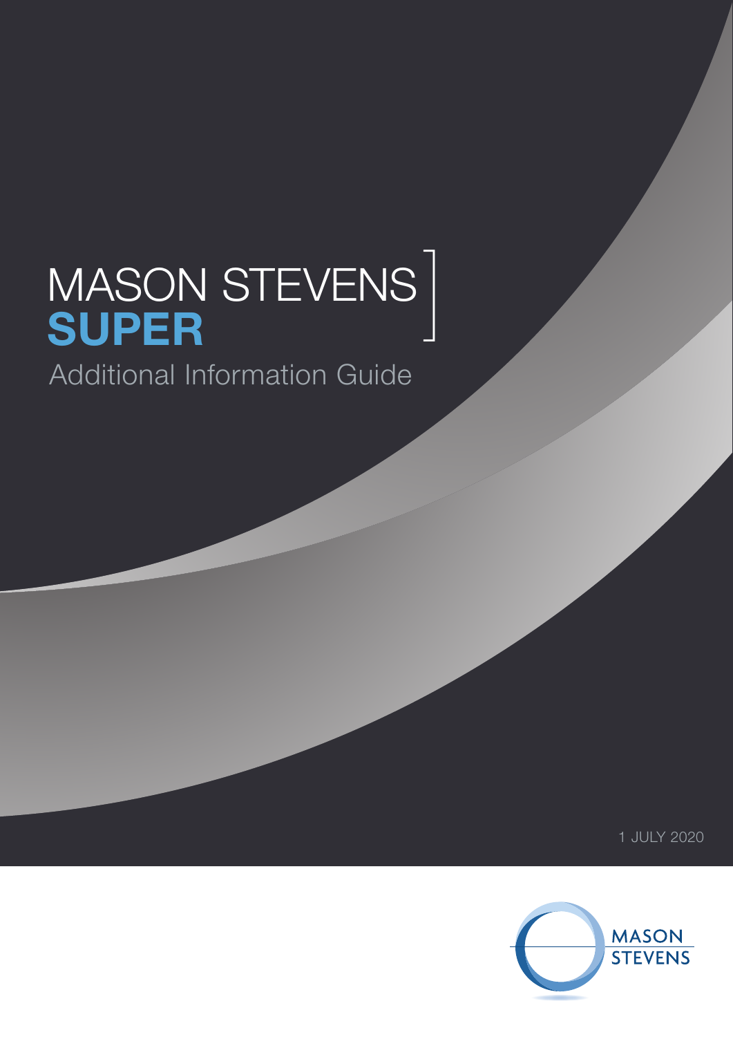# MASON STEVENS **SUPER**

## Additional Information Guide

1 JULY 2020

MASON STEVENS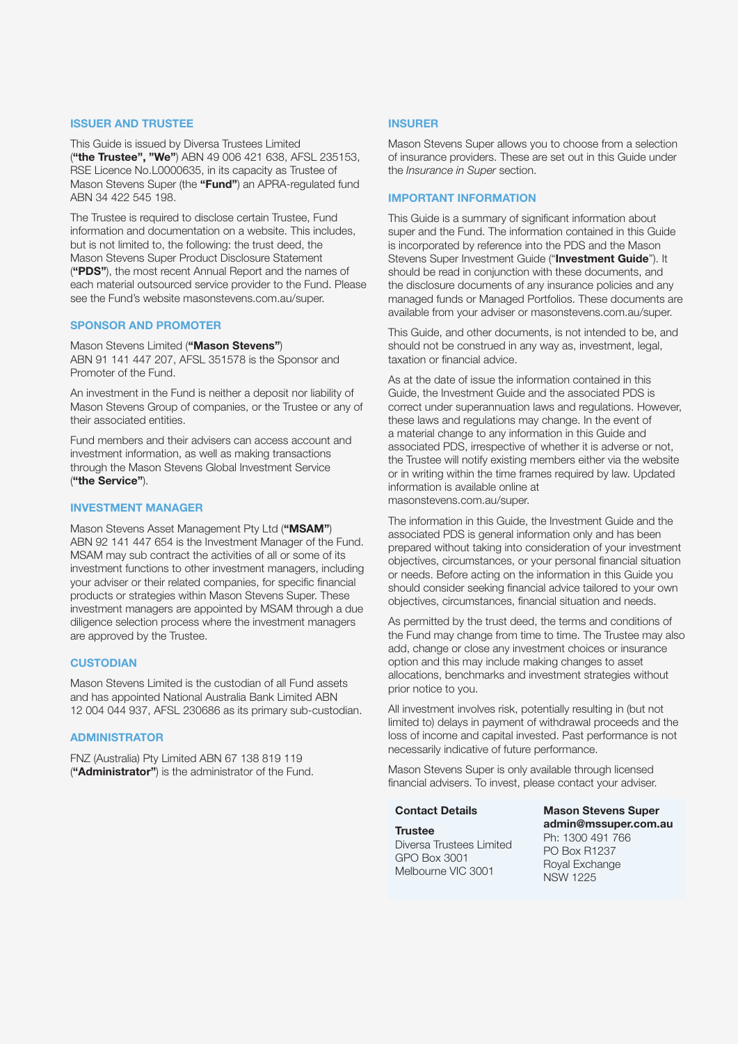## ISSUER AND TRUSTEE

This Guide is issued by Diversa Trustees Limited (**"the Trustee", "We"**) ABN 49 006 421 638, AFSL 235153, RSE Licence No.L0000635, in its capacity as Trustee of Mason Stevens Super (the **"Fund"**) an APRA-regulated fund ABN 34 422 545 198.

The Trustee is required to disclose certain Trustee, Fund information and documentation on a website. This includes, but is not limited to, the following: the trust deed, the Mason Stevens Super Product Disclosure Statement (**"PDS"**), the most recent Annual Report and the names of each material outsourced service provider to the Fund. Please see the Fund's website masonstevens.com.au/super.

## SPONSOR AND PROMOTER

Mason Stevens Limited (**"Mason Stevens"**) ABN 91 141 447 207, AFSL 351578 is the Sponsor and Promoter of the Fund.

An investment in the Fund is neither a deposit nor liability of Mason Stevens Group of companies, or the Trustee or any of their associated entities.

Fund members and their advisers can access account and investment information, as well as making transactions through the Mason Stevens Global Investment Service (**"the Service"**).

## INVESTMENT MANAGER

Mason Stevens Asset Management Pty Ltd (**"MSAM"**) ABN 92 141 447 654 is the Investment Manager of the Fund. MSAM may sub contract the activities of all or some of its investment functions to other investment managers, including your adviser or their related companies, for specific financial products or strategies within Mason Stevens Super. These investment managers are appointed by MSAM through a due diligence selection process where the investment managers are approved by the Trustee.

## CUSTODIAN

Mason Stevens Limited is the custodian of all Fund assets and has appointed National Australia Bank Limited ABN 12 004 044 937, AFSL 230686 as its primary sub-custodian.

## ADMINISTRATOR

FNZ (Australia) Pty Limited ABN 67 138 819 119 (**"Administrator"**) is the administrator of the Fund.

## INSURER

Mason Stevens Super allows you to choose from a selection of insurance providers. These are set out in this Guide under the *Insurance in Super* section.

## IMPORTANT INFORMATION

This Guide is a summary of significant information about super and the Fund. The information contained in this Guide is incorporated by reference into the PDS and the Mason Stevens Super Investment Guide ("**Investment Guide**"). It should be read in conjunction with these documents, and the disclosure documents of any insurance policies and any managed funds or Managed Portfolios. These documents are available from your adviser or masonstevens.com.au/super.

This Guide, and other documents, is not intended to be, and should not be construed in any way as, investment, legal, taxation or financial advice.

As at the date of issue the information contained in this Guide, the Investment Guide and the associated PDS is correct under superannuation laws and regulations. However, these laws and regulations may change. In the event of a material change to any information in this Guide and associated PDS, irrespective of whether it is adverse or not, the Trustee will notify existing members either via the website or in writing within the time frames required by law. Updated information is available online at masonstevens.com.au/super.

The information in this Guide, the Investment Guide and the associated PDS is general information only and has been prepared without taking into consideration of your investment objectives, circumstances, or your personal financial situation or needs. Before acting on the information in this Guide you should consider seeking financial advice tailored to your own objectives, circumstances, financial situation and needs.

As permitted by the trust deed, the terms and conditions of the Fund may change from time to time. The Trustee may also add, change or close any investment choices or insurance option and this may include making changes to asset allocations, benchmarks and investment strategies without prior notice to you.

All investment involves risk, potentially resulting in (but not limited to) delays in payment of withdrawal proceeds and the loss of income and capital invested. Past performance is not necessarily indicative of future performance.

Mason Stevens Super is only available through licensed financial advisers. To invest, please contact your adviser.

**Contact Details**

**Trustee**
Diversa Trustees Limited
GPO Box 3001
Melbourne VIC 3001

**Mason Stevens Super**
**admin@mssuper.com.au**
Ph: 1300 491 766
PO Box R1237
Royal Exchange
NSW 1225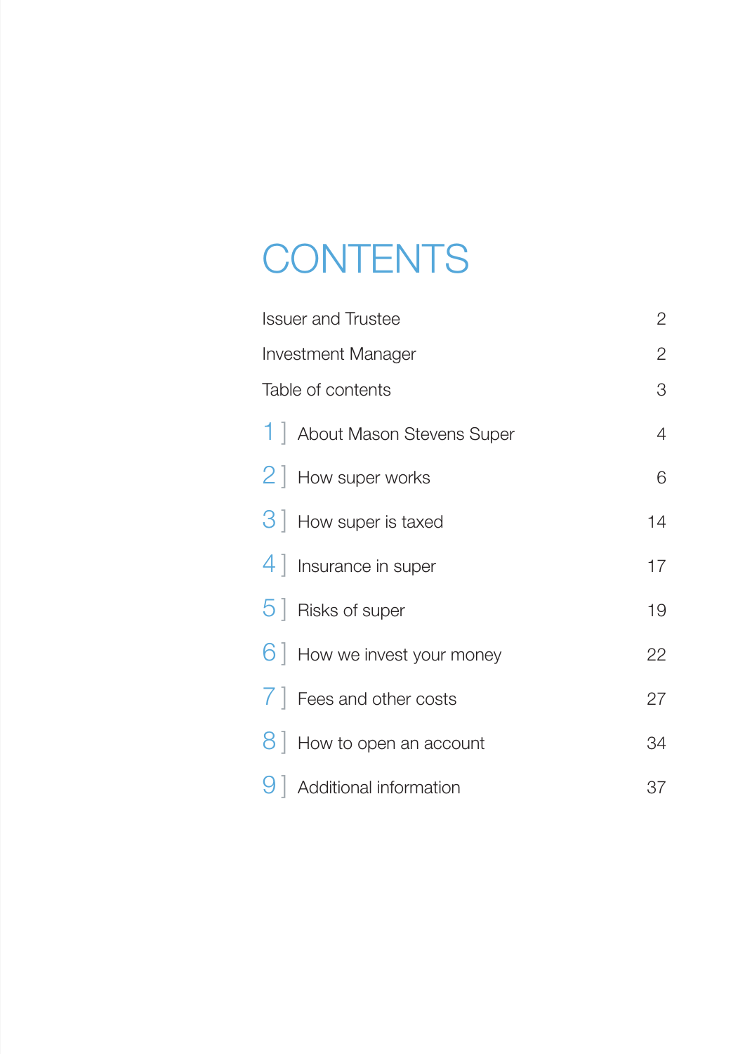# CONTENTS

| | | |
|---|---|---|
| Issuer and Trustee | | 2 |
| Investment Manager | | 2 |
| Table of contents | | 3 |
| 1 ] | About Mason Stevens Super | 4 |
| 2 ] | How super works | 6 |
| 3 ] | How super is taxed | 14 |
| 4 ] | Insurance in super | 17 |
| 5 ] | Risks of super | 19 |
| 6 ] | How we invest your money | 22 |
| 7 ] | Fees and other costs | 27 |
| 8 ] | How to open an account | 34 |
| 9 ] | Additional information | 37 |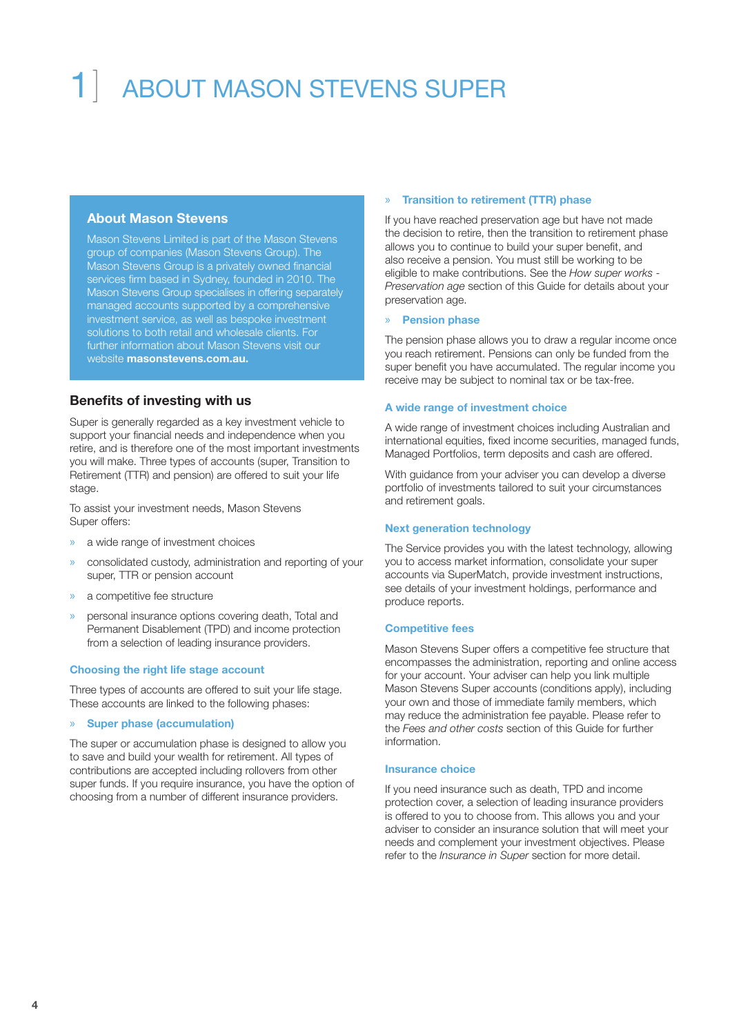# 1 ABOUT MASON STEVENS SUPER

### About Mason Stevens

Mason Stevens Limited is part of the Mason Stevens group of companies (Mason Stevens Group). The Mason Stevens Group is a privately owned financial services firm based in Sydney, founded in 2010. The Mason Stevens Group specialises in offering separately managed accounts supported by a comprehensive investment service, as well as bespoke investment solutions to both retail and wholesale clients. For further information about Mason Stevens visit our website **masonstevens.com.au.**

## Benefits of investing with us

Super is generally regarded as a key investment vehicle to support your financial needs and independence when you retire, and is therefore one of the most important investments you will make. Three types of accounts (super, Transition to Retirement (TTR) and pension) are offered to suit your life stage.

To assist your investment needs, Mason Stevens Super offers:

- a wide range of investment choices
- consolidated custody, administration and reporting of your super, TTR or pension account
- a competitive fee structure
- personal insurance options covering death, Total and Permanent Disablement (TPD) and income protection from a selection of leading insurance providers.

### Choosing the right life stage account

Three types of accounts are offered to suit your life stage. These accounts are linked to the following phases:

#### » Super phase (accumulation)

The super or accumulation phase is designed to allow you to save and build your wealth for retirement. All types of contributions are accepted including rollovers from other super funds. If you require insurance, you have the option of choosing from a number of different insurance providers.

#### » Transition to retirement (TTR) phase

If you have reached preservation age but have not made the decision to retire, then the transition to retirement phase allows you to continue to build your super benefit, and also receive a pension. You must still be working to be eligible to make contributions. See the *How super works - Preservation age* section of this Guide for details about your preservation age.

#### » Pension phase

The pension phase allows you to draw a regular income once you reach retirement. Pensions can only be funded from the super benefit you have accumulated. The regular income you receive may be subject to nominal tax or be tax-free.

### A wide range of investment choice

A wide range of investment choices including Australian and international equities, fixed income securities, managed funds, Managed Portfolios, term deposits and cash are offered.

With guidance from your adviser you can develop a diverse portfolio of investments tailored to suit your circumstances and retirement goals.

### Next generation technology

The Service provides you with the latest technology, allowing you to access market information, consolidate your super accounts via SuperMatch, provide investment instructions, see details of your investment holdings, performance and produce reports.

### Competitive fees

Mason Stevens Super offers a competitive fee structure that encompasses the administration, reporting and online access for your account. Your adviser can help you link multiple Mason Stevens Super accounts (conditions apply), including your own and those of immediate family members, which may reduce the administration fee payable. Please refer to the *Fees and other costs* section of this Guide for further information.

### Insurance choice

If you need insurance such as death, TPD and income protection cover, a selection of leading insurance providers is offered to you to choose from. This allows you and your adviser to consider an insurance solution that will meet your needs and complement your investment objectives. Please refer to the *Insurance in Super* section for more detail.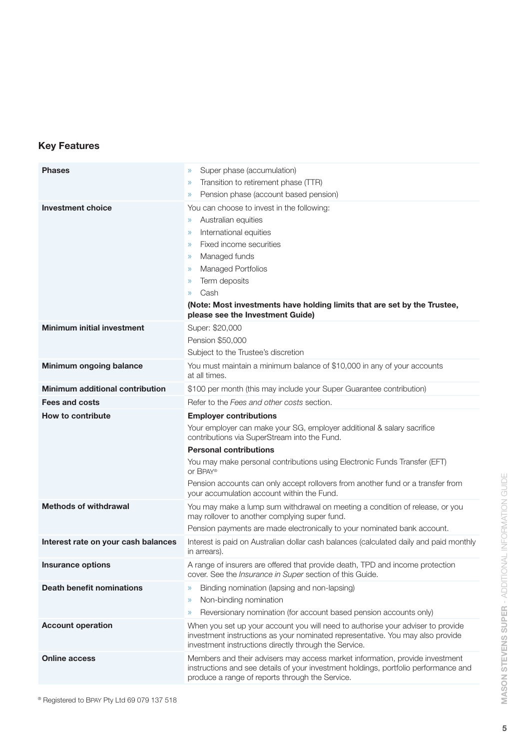## Key Features

| | |
|---|---|
| **Phases** | » Super phase (accumulation)<br>» Transition to retirement phase (TTR)<br>» Pension phase (account based pension) |
| **Investment choice** | You can choose to invest in the following:<br>» Australian equities<br>» International equities<br>» Fixed income securities<br>» Managed funds<br>» Managed Portfolios<br>» Term deposits<br>» Cash<br>**(Note: Most investments have holding limits that are set by the Trustee, please see the Investment Guide)** |
| **Minimum initial investment** | Super: $20,000<br>Pension $50,000<br>Subject to the Trustee's discretion |
| **Minimum ongoing balance** | You must maintain a minimum balance of $10,000 in any of your accounts at all times. |
| **Minimum additional contribution** | $100 per month (this may include your Super Guarantee contribution) |
| **Fees and costs** | Refer to the *Fees and other costs* section. |
| **How to contribute** | **Employer contributions**<br>Your employer can make your SG, employer additional & salary sacrifice contributions via SuperStream into the Fund.<br>**Personal contributions**<br>You may make personal contributions using Electronic Funds Transfer (EFT) or BPAY®<br>Pension accounts can only accept rollovers from another fund or a transfer from your accumulation account within the Fund. |
| **Methods of withdrawal** | You may make a lump sum withdrawal on meeting a condition of release, or you may rollover to another complying super fund.<br>Pension payments are made electronically to your nominated bank account. |
| **Interest rate on your cash balances** | Interest is paid on Australian dollar cash balances (calculated daily and paid monthly in arrears). |
| **Insurance options** | A range of insurers are offered that provide death, TPD and income protection cover. See the *Insurance in Super* section of this Guide. |
| **Death benefit nominations** | » Binding nomination (lapsing and non-lapsing)<br>» Non-binding nomination<br>» Reversionary nomination (for account based pension accounts only) |
| **Account operation** | When you set up your account you will need to authorise your adviser to provide investment instructions as your nominated representative. You may also provide investment instructions directly through the Service. |
| **Online access** | Members and their advisers may access market information, provide investment instructions and see details of your investment holdings, portfolio performance and produce a range of reports through the Service. |

® Registered to BPAY Pty Ltd 69 079 137 518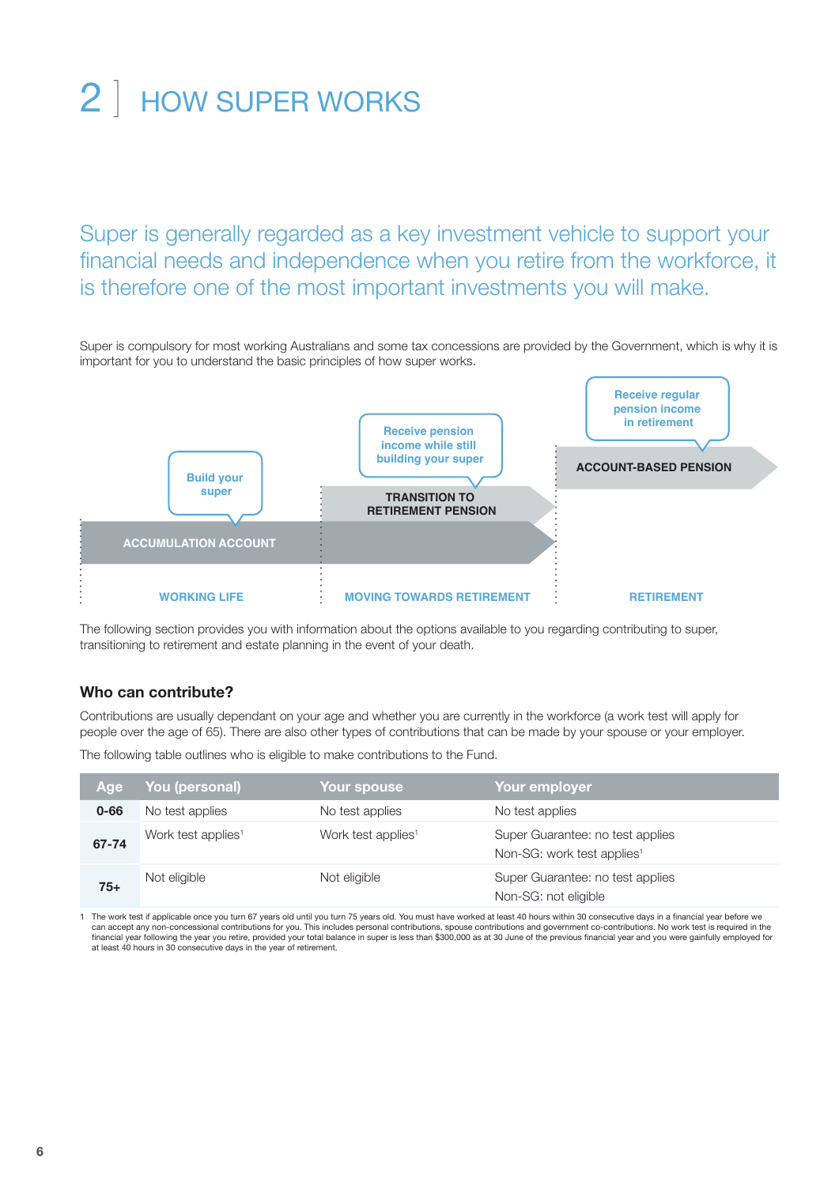# 2 HOW SUPER WORKS

Super is generally regarded as a key investment vehicle to support your financial needs and independence when you retire from the workforce, it is therefore one of the most important investments you will make.

Super is compulsory for most working Australians and some tax concessions are provided by the Government, which is why it is important for you to understand the basic principles of how super works.

Build your super

ACCUMULATION ACCOUNT

Receive pension income while still building your super

TRANSITION TO RETIREMENT PENSION

Receive regular pension income in retirement

ACCOUNT-BASED PENSION

WORKING LIFE | MOVING TOWARDS RETIREMENT | RETIREMENT

The following section provides you with information about the options available to you regarding contributing to super, transitioning to retirement and estate planning in the event of your death.

### Who can contribute?

Contributions are usually dependant on your age and whether you are currently in the workforce (a work test will apply for people over the age of 65). There are also other types of contributions that can be made by your spouse or your employer.

The following table outlines who is eligible to make contributions to the Fund.

| Age | You (personal) | Your spouse | Your employer |
|---|---|---|---|
| 0-66 | No test applies | No test applies | No test applies |
| 67-74 | Work test applies[1] | Work test applies[1] | Super Guarantee: no test applies<br>Non-SG: work test applies[1] |
| 75+ | Not eligible | Not eligible | Super Guarantee: no test applies<br>Non-SG: not eligible |

1 The work test if applicable once you turn 67 years old until you turn 75 years old. You must have worked at least 40 hours within 30 consecutive days in a financial year before we can accept any non-concessional contributions for you. This includes personal contributions, spouse contributions and government co-contributions. No work test is required in the financial year following the year you retire, provided your total balance in super is less than $300,000 as at 30 June of the previous financial year and you were gainfully employed for at least 40 hours in 30 consecutive days in the year of retirement.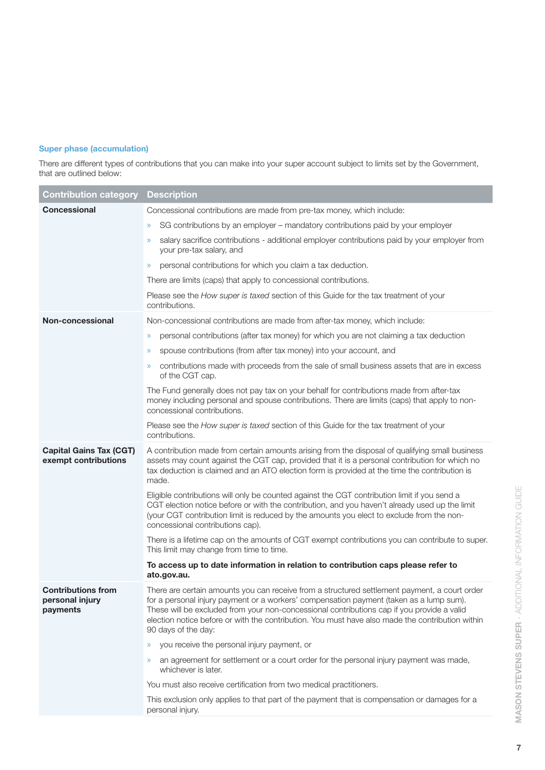### Super phase (accumulation)

There are different types of contributions that you can make into your super account subject to limits set by the Government, that are outlined below:

| Contribution category | Description |
|---|---|
| **Concessional** | Concessional contributions are made from pre-tax money, which include:<br>» SG contributions by an employer – mandatory contributions paid by your employer<br>» salary sacrifice contributions - additional employer contributions paid by your employer from your pre-tax salary, and<br>» personal contributions for which you claim a tax deduction.<br>There are limits (caps) that apply to concessional contributions.<br>Please see the *How super is taxed* section of this Guide for the tax treatment of your contributions. |
| **Non-concessional** | Non-concessional contributions are made from after-tax money, which include:<br>» personal contributions (after tax money) for which you are not claiming a tax deduction<br>» spouse contributions (from after tax money) into your account, and<br>» contributions made with proceeds from the sale of small business assets that are in excess of the CGT cap.<br>The Fund generally does not pay tax on your behalf for contributions made from after-tax money including personal and spouse contributions. There are limits (caps) that apply to non-concessional contributions.<br>Please see the *How super is taxed* section of this Guide for the tax treatment of your contributions. |
| **Capital Gains Tax (CGT) exempt contributions** | A contribution made from certain amounts arising from the disposal of qualifying small business assets may count against the CGT cap, provided that it is a personal contribution for which no tax deduction is claimed and an ATO election form is provided at the time the contribution is made.<br>Eligible contributions will only be counted against the CGT contribution limit if you send a CGT election notice before or with the contribution, and you haven't already used up the limit (your CGT contribution limit is reduced by the amounts you elect to exclude from the non-concessional contributions cap).<br>There is a lifetime cap on the amounts of CGT exempt contributions you can contribute to super. This limit may change from time to time.<br>**To access up to date information in relation to contribution caps please refer to ato.gov.au.** |
| **Contributions from personal injury payments** | There are certain amounts you can receive from a structured settlement payment, a court order for a personal injury payment or a workers' compensation payment (taken as a lump sum). These will be excluded from your non-concessional contributions cap if you provide a valid election notice before or with the contribution. You must have also made the contribution within 90 days of the day:<br>» you receive the personal injury payment, or<br>» an agreement for settlement or a court order for the personal injury payment was made, whichever is later.<br>You must also receive certification from two medical practitioners.<br>This exclusion only applies to that part of the payment that is compensation or damages for a personal injury. |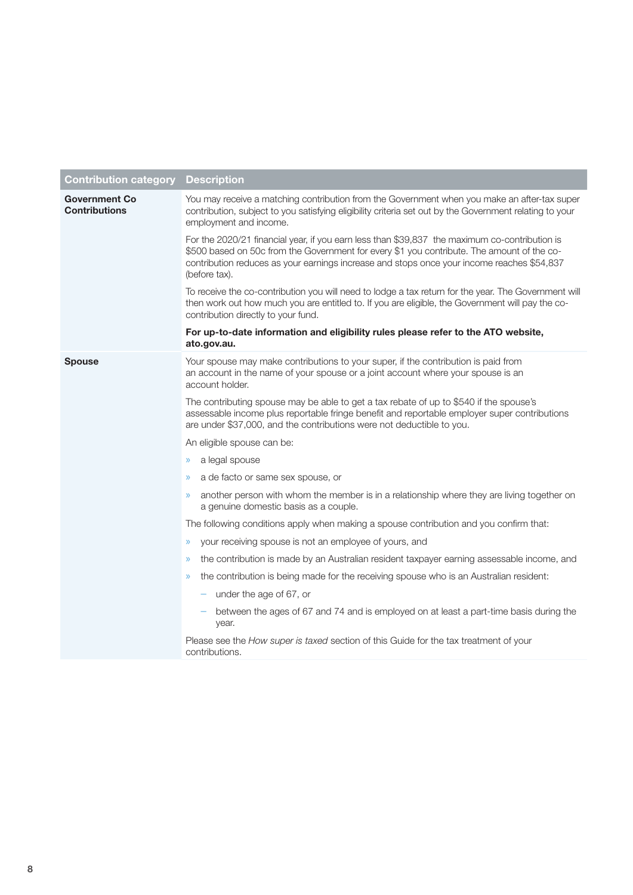| Contribution category | Description |
| --- | --- |
| **Government Co Contributions** | You may receive a matching contribution from the Government when you make an after-tax super contribution, subject to you satisfying eligibility criteria set out by the Government relating to your employment and income.<br><br>For the 2020/21 financial year, if you earn less than $39,837 the maximum co-contribution is $500 based on 50c from the Government for every $1 you contribute. The amount of the co-contribution reduces as your earnings increase and stops once your income reaches $54,837 (before tax).<br><br>To receive the co-contribution you will need to lodge a tax return for the year. The Government will then work out how much you are entitled to. If you are eligible, the Government will pay the co-contribution directly to your fund.<br><br>**For up-to-date information and eligibility rules please refer to the ATO website, ato.gov.au.** |
| **Spouse** | Your spouse may make contributions to your super, if the contribution is paid from an account in the name of your spouse or a joint account where your spouse is an account holder.<br><br>The contributing spouse may be able to get a tax rebate of up to $540 if the spouse's assessable income plus reportable fringe benefit and reportable employer super contributions are under $37,000, and the contributions were not deductible to you.<br><br>An eligible spouse can be:<br>» a legal spouse<br>» a de facto or same sex spouse, or<br>» another person with whom the member is in a relationship where they are living together on a genuine domestic basis as a couple.<br><br>The following conditions apply when making a spouse contribution and you confirm that:<br>» your receiving spouse is not an employee of yours, and<br>» the contribution is made by an Australian resident taxpayer earning assessable income, and<br>» the contribution is being made for the receiving spouse who is an Australian resident:<br>– under the age of 67, or<br>– between the ages of 67 and 74 and is employed on at least a part-time basis during the year.<br><br>Please see the *How super is taxed* section of this Guide for the tax treatment of your contributions. |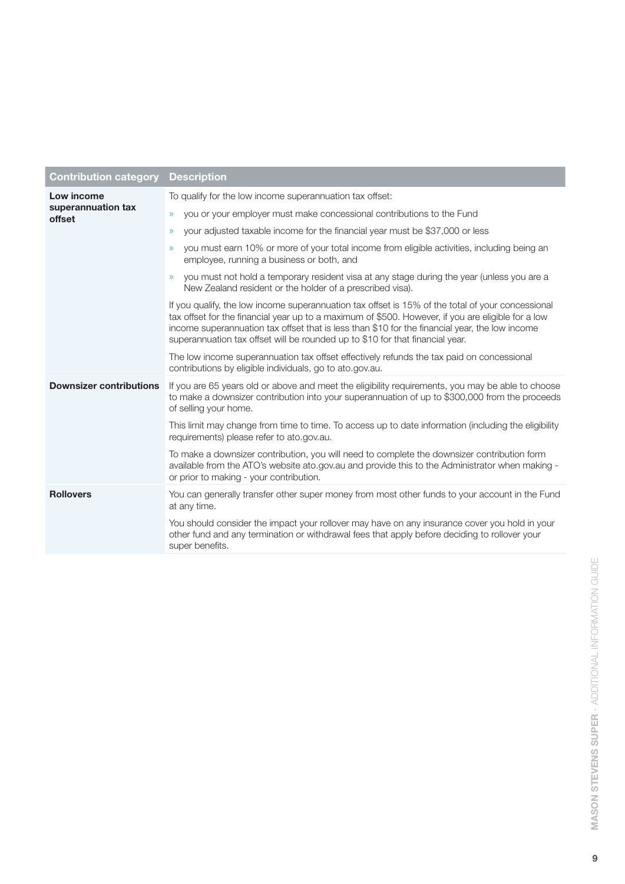| Contribution category | Description |
| --- | --- |
| **Low income superannuation tax offset** | To qualify for the low income superannuation tax offset:<br>» you or your employer must make concessional contributions to the Fund<br>» your adjusted taxable income for the financial year must be $37,000 or less<br>» you must earn 10% or more of your total income from eligible activities, including being an employee, running a business or both, and<br>» you must not hold a temporary resident visa at any stage during the year (unless you are a New Zealand resident or the holder of a prescribed visa).<br><br>If you qualify, the low income superannuation tax offset is 15% of the total of your concessional tax offset for the financial year up to a maximum of $500. However, if you are eligible for a low income superannuation tax offset that is less than $10 for the financial year, the low income superannuation tax offset will be rounded up to $10 for that financial year.<br><br>The low income superannuation tax offset effectively refunds the tax paid on concessional contributions by eligible individuals, go to ato.gov.au. |
| **Downsizer contributions** | If you are 65 years old or above and meet the eligibility requirements, you may be able to choose to make a downsizer contribution into your superannuation of up to $300,000 from the proceeds of selling your home.<br><br>This limit may change from time to time. To access up to date information (including the eligibility requirements) please refer to ato.gov.au.<br><br>To make a downsizer contribution, you will need to complete the downsizer contribution form available from the ATO's website ato.gov.au and provide this to the Administrator when making - or prior to making - your contribution. |
| **Rollovers** | You can generally transfer other super money from most other funds to your account in the Fund at any time.<br><br>You should consider the impact your rollover may have on any insurance cover you hold in your other fund and any termination or withdrawal fees that apply before deciding to rollover your super benefits. |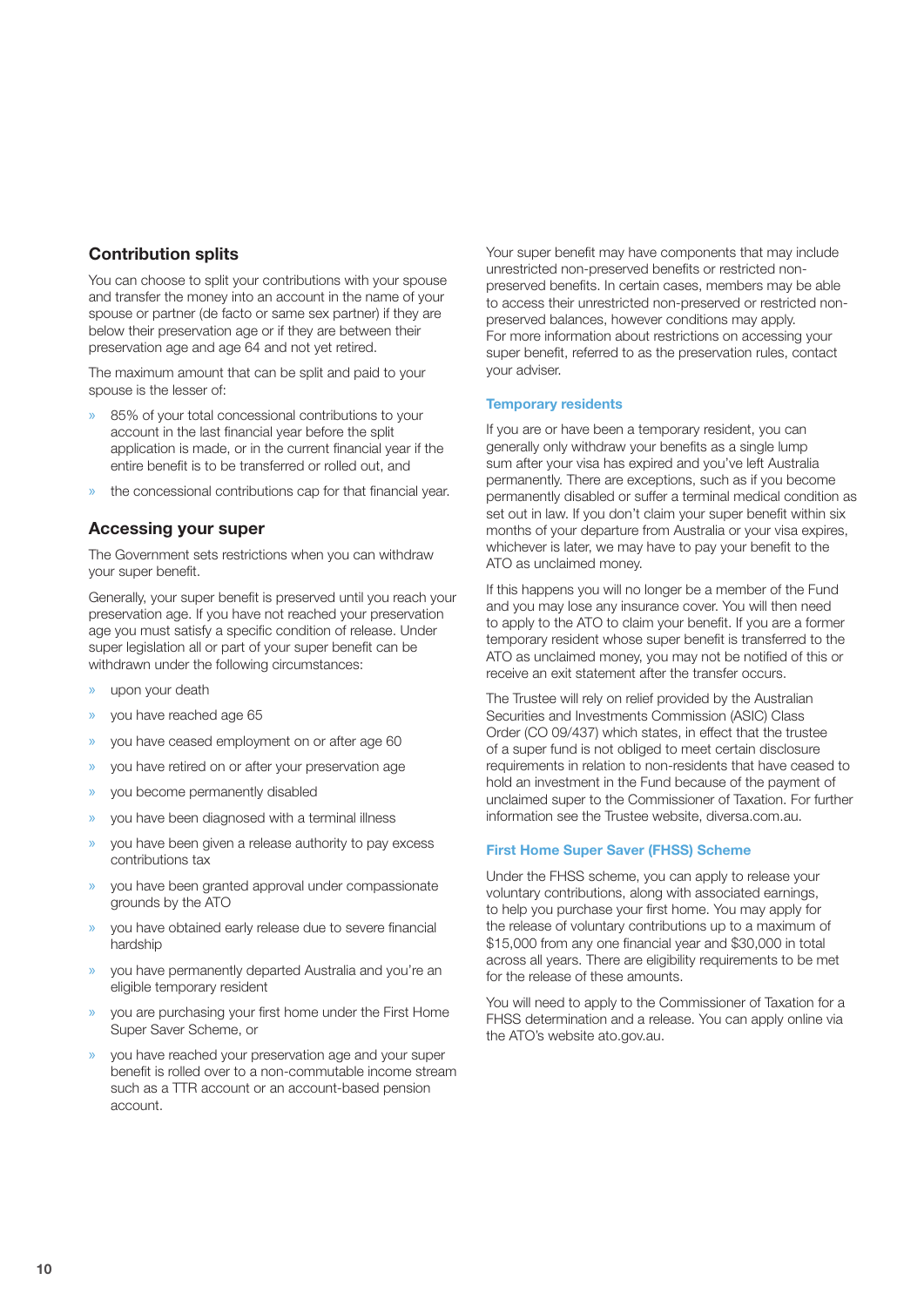## Contribution splits

You can choose to split your contributions with your spouse and transfer the money into an account in the name of your spouse or partner (de facto or same sex partner) if they are below their preservation age or if they are between their preservation age and age 64 and not yet retired.

The maximum amount that can be split and paid to your spouse is the lesser of:

- 85% of your total concessional contributions to your account in the last financial year before the split application is made, or in the current financial year if the entire benefit is to be transferred or rolled out, and
- the concessional contributions cap for that financial year.

## Accessing your super

The Government sets restrictions when you can withdraw your super benefit.

Generally, your super benefit is preserved until you reach your preservation age. If you have not reached your preservation age you must satisfy a specific condition of release. Under super legislation all or part of your super benefit can be withdrawn under the following circumstances:

- upon your death
- you have reached age 65
- you have ceased employment on or after age 60
- you have retired on or after your preservation age
- you become permanently disabled
- you have been diagnosed with a terminal illness
- you have been given a release authority to pay excess contributions tax
- you have been granted approval under compassionate grounds by the ATO
- you have obtained early release due to severe financial hardship
- you have permanently departed Australia and you're an eligible temporary resident
- you are purchasing your first home under the First Home Super Saver Scheme, or
- you have reached your preservation age and your super benefit is rolled over to a non-commutable income stream such as a TTR account or an account-based pension account.

Your super benefit may have components that may include unrestricted non-preserved benefits or restricted non-preserved benefits. In certain cases, members may be able to access their unrestricted non-preserved or restricted non-preserved balances, however conditions may apply. For more information about restrictions on accessing your super benefit, referred to as the preservation rules, contact your adviser.

### Temporary residents

If you are or have been a temporary resident, you can generally only withdraw your benefits as a single lump sum after your visa has expired and you've left Australia permanently. There are exceptions, such as if you become permanently disabled or suffer a terminal medical condition as set out in law. If you don't claim your super benefit within six months of your departure from Australia or your visa expires, whichever is later, we may have to pay your benefit to the ATO as unclaimed money.

If this happens you will no longer be a member of the Fund and you may lose any insurance cover. You will then need to apply to the ATO to claim your benefit. If you are a former temporary resident whose super benefit is transferred to the ATO as unclaimed money, you may not be notified of this or receive an exit statement after the transfer occurs.

The Trustee will rely on relief provided by the Australian Securities and Investments Commission (ASIC) Class Order (CO 09/437) which states, in effect that the trustee of a super fund is not obliged to meet certain disclosure requirements in relation to non-residents that have ceased to hold an investment in the Fund because of the payment of unclaimed super to the Commissioner of Taxation. For further information see the Trustee website, diversa.com.au.

### First Home Super Saver (FHSS) Scheme

Under the FHSS scheme, you can apply to release your voluntary contributions, along with associated earnings, to help you purchase your first home. You may apply for the release of voluntary contributions up to a maximum of $15,000 from any one financial year and $30,000 in total across all years. There are eligibility requirements to be met for the release of these amounts.

You will need to apply to the Commissioner of Taxation for a FHSS determination and a release. You can apply online via the ATO's website ato.gov.au.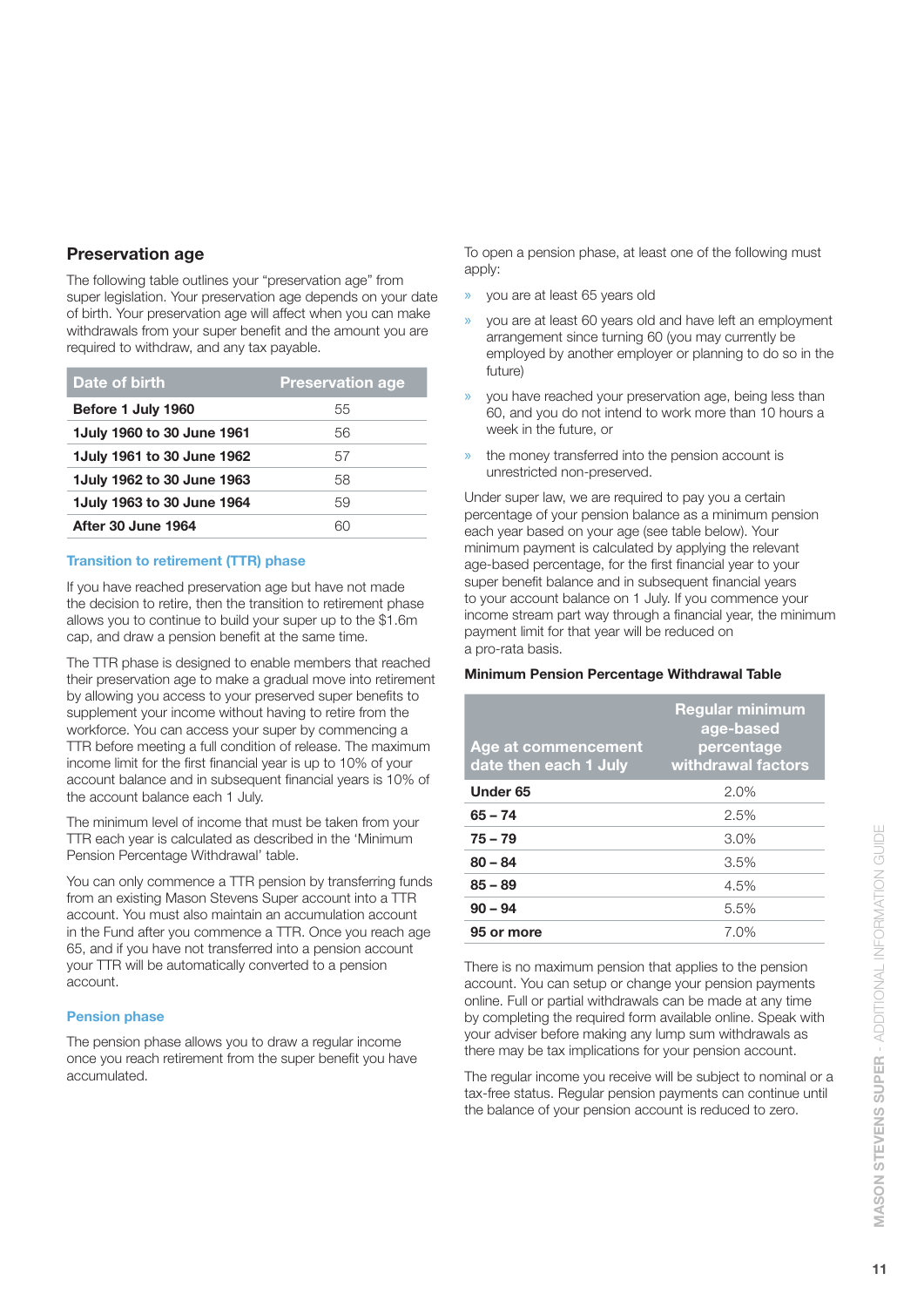## Preservation age

The following table outlines your "preservation age" from super legislation. Your preservation age depends on your date of birth. Your preservation age will affect when you can make withdrawals from your super benefit and the amount you are required to withdraw, and any tax payable.

| Date of birth | Preservation age |
|---|---|
| **Before 1 July 1960** | 55 |
| **1July 1960 to 30 June 1961** | 56 |
| **1July 1961 to 30 June 1962** | 57 |
| **1July 1962 to 30 June 1963** | 58 |
| **1July 1963 to 30 June 1964** | 59 |
| **After 30 June 1964** | 60 |

### Transition to retirement (TTR) phase

If you have reached preservation age but have not made the decision to retire, then the transition to retirement phase allows you to continue to build your super up to the $1.6m cap, and draw a pension benefit at the same time.

The TTR phase is designed to enable members that reached their preservation age to make a gradual move into retirement by allowing you access to your preserved super benefits to supplement your income without having to retire from the workforce. You can access your super by commencing a TTR before meeting a full condition of release. The maximum income limit for the first financial year is up to 10% of your account balance and in subsequent financial years is 10% of the account balance each 1 July.

The minimum level of income that must be taken from your TTR each year is calculated as described in the 'Minimum Pension Percentage Withdrawal' table.

You can only commence a TTR pension by transferring funds from an existing Mason Stevens Super account into a TTR account. You must also maintain an accumulation account in the Fund after you commence a TTR. Once you reach age 65, and if you have not transferred into a pension account your TTR will be automatically converted to a pension account.

### Pension phase

The pension phase allows you to draw a regular income once you reach retirement from the super benefit you have accumulated.

To open a pension phase, at least one of the following must apply:

- you are at least 65 years old
- you are at least 60 years old and have left an employment arrangement since turning 60 (you may currently be employed by another employer or planning to do so in the future)
- you have reached your preservation age, being less than 60, and you do not intend to work more than 10 hours a week in the future, or
- the money transferred into the pension account is unrestricted non-preserved.

Under super law, we are required to pay you a certain percentage of your pension balance as a minimum pension each year based on your age (see table below). Your minimum payment is calculated by applying the relevant age-based percentage, for the first financial year to your super benefit balance and in subsequent financial years to your account balance on 1 July. If you commence your income stream part way through a financial year, the minimum payment limit for that year will be reduced on a pro-rata basis.

**Minimum Pension Percentage Withdrawal Table**

| Age at commencement date then each 1 July | Regular minimum age-based percentage withdrawal factors |
|---|---|
| **Under 65** | 2.0% |
| **65 – 74** | 2.5% |
| **75 – 79** | 3.0% |
| **80 – 84** | 3.5% |
| **85 – 89** | 4.5% |
| **90 – 94** | 5.5% |
| **95 or more** | 7.0% |

There is no maximum pension that applies to the pension account. You can setup or change your pension payments online. Full or partial withdrawals can be made at any time by completing the required form available online. Speak with your adviser before making any lump sum withdrawals as there may be tax implications for your pension account.

The regular income you receive will be subject to nominal or a tax-free status. Regular pension payments can continue until the balance of your pension account is reduced to zero.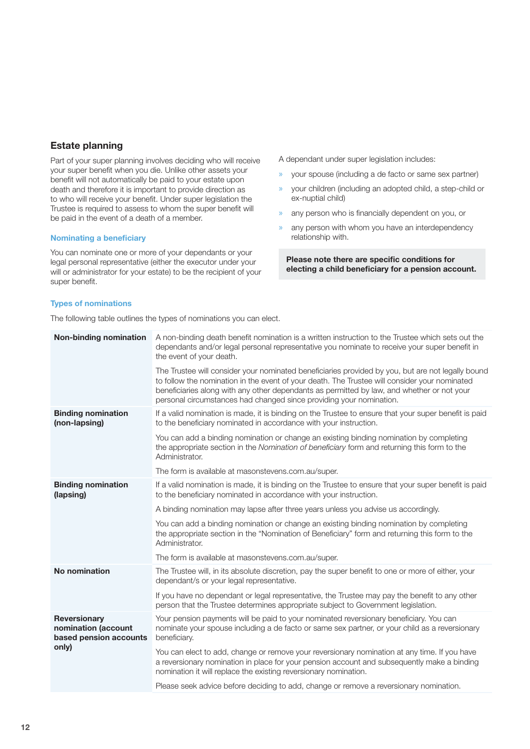## Estate planning

Part of your super planning involves deciding who will receive your super benefit when you die. Unlike other assets your benefit will not automatically be paid to your estate upon death and therefore it is important to provide direction as to who will receive your benefit. Under super legislation the Trustee is required to assess to whom the super benefit will be paid in the event of a death of a member.

### Nominating a beneficiary

You can nominate one or more of your dependants or your legal personal representative (either the executor under your will or administrator for your estate) to be the recipient of your super benefit.

A dependant under super legislation includes:

- your spouse (including a de facto or same sex partner)
- your children (including an adopted child, a step-child or ex-nuptial child)
- any person who is financially dependent on you, or
- any person with whom you have an interdependency relationship with.

**Please note there are specific conditions for electing a child beneficiary for a pension account.**

### Types of nominations

The following table outlines the types of nominations you can elect.

| | |
|---|---|
| **Non-binding nomination** | A non-binding death benefit nomination is a written instruction to the Trustee which sets out the dependants and/or legal personal representative you nominate to receive your super benefit in the event of your death.<br><br>The Trustee will consider your nominated beneficiaries provided by you, but are not legally bound to follow the nomination in the event of your death. The Trustee will consider your nominated beneficiaries along with any other dependants as permitted by law, and whether or not your personal circumstances had changed since providing your nomination. |
| **Binding nomination (non-lapsing)** | If a valid nomination is made, it is binding on the Trustee to ensure that your super benefit is paid to the beneficiary nominated in accordance with your instruction.<br><br>You can add a binding nomination or change an existing binding nomination by completing the appropriate section in the *Nomination of beneficiary* form and returning this form to the Administrator.<br><br>The form is available at masonstevens.com.au/super. |
| **Binding nomination (lapsing)** | If a valid nomination is made, it is binding on the Trustee to ensure that your super benefit is paid to the beneficiary nominated in accordance with your instruction.<br><br>A binding nomination may lapse after three years unless you advise us accordingly.<br><br>You can add a binding nomination or change an existing binding nomination by completing the appropriate section in the "Nomination of Beneficiary" form and returning this form to the Administrator.<br><br>The form is available at masonstevens.com.au/super. |
| **No nomination** | The Trustee will, in its absolute discretion, pay the super benefit to one or more of either, your dependant/s or your legal representative.<br><br>If you have no dependant or legal representative, the Trustee may pay the benefit to any other person that the Trustee determines appropriate subject to Government legislation. |
| **Reversionary nomination (account based pension accounts only)** | Your pension payments will be paid to your nominated reversionary beneficiary. You can nominate your spouse including a de facto or same sex partner, or your child as a reversionary beneficiary.<br><br>You can elect to add, change or remove your reversionary nomination at any time. If you have a reversionary nomination in place for your pension account and subsequently make a binding nomination it will replace the existing reversionary nomination.<br><br>Please seek advice before deciding to add, change or remove a reversionary nomination. |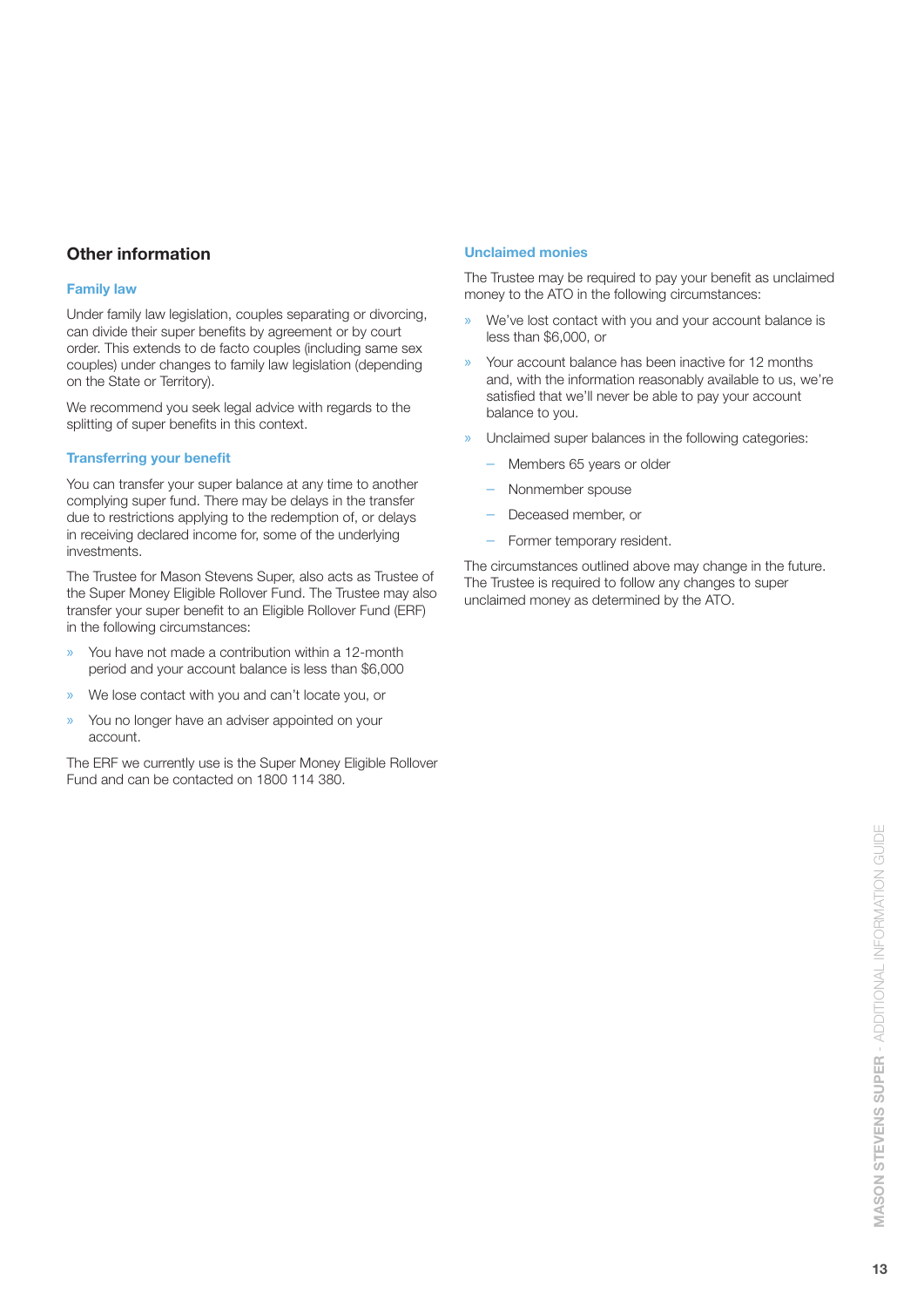## Other information

### Family law

Under family law legislation, couples separating or divorcing, can divide their super benefits by agreement or by court order. This extends to de facto couples (including same sex couples) under changes to family law legislation (depending on the State or Territory).

We recommend you seek legal advice with regards to the splitting of super benefits in this context.

### Transferring your benefit

You can transfer your super balance at any time to another complying super fund. There may be delays in the transfer due to restrictions applying to the redemption of, or delays in receiving declared income for, some of the underlying investments.

The Trustee for Mason Stevens Super, also acts as Trustee of the Super Money Eligible Rollover Fund. The Trustee may also transfer your super benefit to an Eligible Rollover Fund (ERF) in the following circumstances:

- You have not made a contribution within a 12-month period and your account balance is less than $6,000
- We lose contact with you and can't locate you, or
- You no longer have an adviser appointed on your account.

The ERF we currently use is the Super Money Eligible Rollover Fund and can be contacted on 1800 114 380.

### Unclaimed monies

The Trustee may be required to pay your benefit as unclaimed money to the ATO in the following circumstances:

- We've lost contact with you and your account balance is less than $6,000, or
- Your account balance has been inactive for 12 months and, with the information reasonably available to us, we're satisfied that we'll never be able to pay your account balance to you.
- Unclaimed super balances in the following categories:
  - Members 65 years or older
  - Nonmember spouse
  - Deceased member, or
  - Former temporary resident.

The circumstances outlined above may change in the future. The Trustee is required to follow any changes to super unclaimed money as determined by the ATO.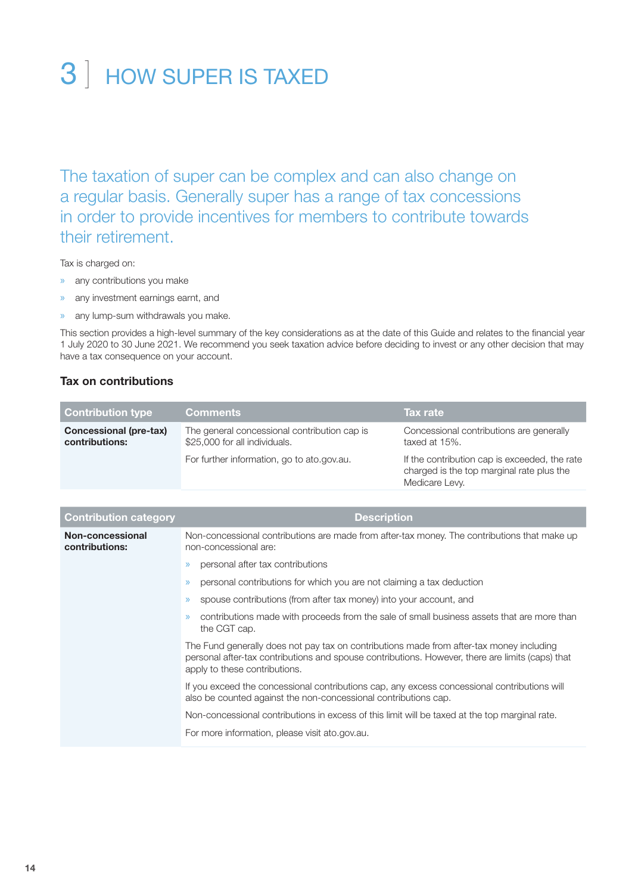# 3 HOW SUPER IS TAXED

The taxation of super can be complex and can also change on a regular basis. Generally super has a range of tax concessions in order to provide incentives for members to contribute towards their retirement.

Tax is charged on:

- any contributions you make
- any investment earnings earnt, and
- any lump-sum withdrawals you make.

This section provides a high-level summary of the key considerations as at the date of this Guide and relates to the financial year 1 July 2020 to 30 June 2021. We recommend you seek taxation advice before deciding to invest or any other decision that may have a tax consequence on your account.

### Tax on contributions

| Contribution type | Comments | Tax rate |
|---|---|---|
| **Concessional (pre-tax) contributions:** | The general concessional contribution cap is $25,000 for all individuals.<br><br>For further information, go to ato.gov.au. | Concessional contributions are generally taxed at 15%.<br><br>If the contribution cap is exceeded, the rate charged is the top marginal rate plus the Medicare Levy. |

| Contribution category | Description |
|---|---|
| **Non-concessional contributions:** | Non-concessional contributions are made from after-tax money. The contributions that make up non-concessional are:<br>» personal after tax contributions<br>» personal contributions for which you are not claiming a tax deduction<br>» spouse contributions (from after tax money) into your account, and<br>» contributions made with proceeds from the sale of small business assets that are more than the CGT cap.<br><br>The Fund generally does not pay tax on contributions made from after-tax money including personal after-tax contributions and spouse contributions. However, there are limits (caps) that apply to these contributions.<br><br>If you exceed the concessional contributions cap, any excess concessional contributions will also be counted against the non-concessional contributions cap.<br><br>Non-concessional contributions in excess of this limit will be taxed at the top marginal rate.<br><br>For more information, please visit ato.gov.au. |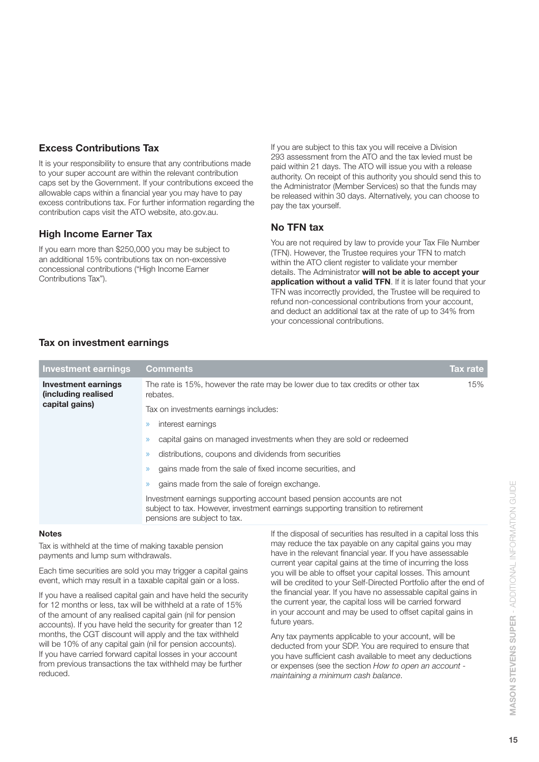### Excess Contributions Tax

It is your responsibility to ensure that any contributions made to your super account are within the relevant contribution caps set by the Government. If your contributions exceed the allowable caps within a financial year you may have to pay excess contributions tax. For further information regarding the contribution caps visit the ATO website, ato.gov.au.

### High Income Earner Tax

If you earn more than $250,000 you may be subject to an additional 15% contributions tax on non-excessive concessional contributions ("High Income Earner Contributions Tax").

If you are subject to this tax you will receive a Division 293 assessment from the ATO and the tax levied must be paid within 21 days. The ATO will issue you with a release authority. On receipt of this authority you should send this to the Administrator (Member Services) so that the funds may be released within 30 days. Alternatively, you can choose to pay the tax yourself.

### No TFN tax

You are not required by law to provide your Tax File Number (TFN). However, the Trustee requires your TFN to match within the ATO client register to validate your member details. The Administrator **will not be able to accept your application without a valid TFN**. If it is later found that your TFN was incorrectly provided, the Trustee will be required to refund non-concessional contributions from your account, and deduct an additional tax at the rate of up to 34% from your concessional contributions.

### Tax on investment earnings

| Investment earnings | Comments | Tax rate |
|---|---|---|
| **Investment earnings (including realised capital gains)** | The rate is 15%, however the rate may be lower due to tax credits or other tax rebates.<br><br>Tax on investments earnings includes:<br>» interest earnings<br>» capital gains on managed investments when they are sold or redeemed<br>» distributions, coupons and dividends from securities<br>» gains made from the sale of fixed income securities, and<br>» gains made from the sale of foreign exchange.<br><br>Investment earnings supporting account based pension accounts are not subject to tax. However, investment earnings supporting transition to retirement pensions are subject to tax. | 15% |

**Notes**

Tax is withheld at the time of making taxable pension payments and lump sum withdrawals.

Each time securities are sold you may trigger a capital gains event, which may result in a taxable capital gain or a loss.

If you have a realised capital gain and have held the security for 12 months or less, tax will be withheld at a rate of 15% of the amount of any realised capital gain (nil for pension accounts). If you have held the security for greater than 12 months, the CGT discount will apply and the tax withheld will be 10% of any capital gain (nil for pension accounts). If you have carried forward capital losses in your account from previous transactions the tax withheld may be further reduced.

If the disposal of securities has resulted in a capital loss this may reduce the tax payable on any capital gains you may have in the relevant financial year. If you have assessable current year capital gains at the time of incurring the loss you will be able to offset your capital losses. This amount will be credited to your Self-Directed Portfolio after the end of the financial year. If you have no assessable capital gains in the current year, the capital loss will be carried forward in your account and may be used to offset capital gains in future years.

Any tax payments applicable to your account, will be deducted from your SDP. You are required to ensure that you have sufficient cash available to meet any deductions or expenses (see the section *How to open an account - maintaining a minimum cash balance*.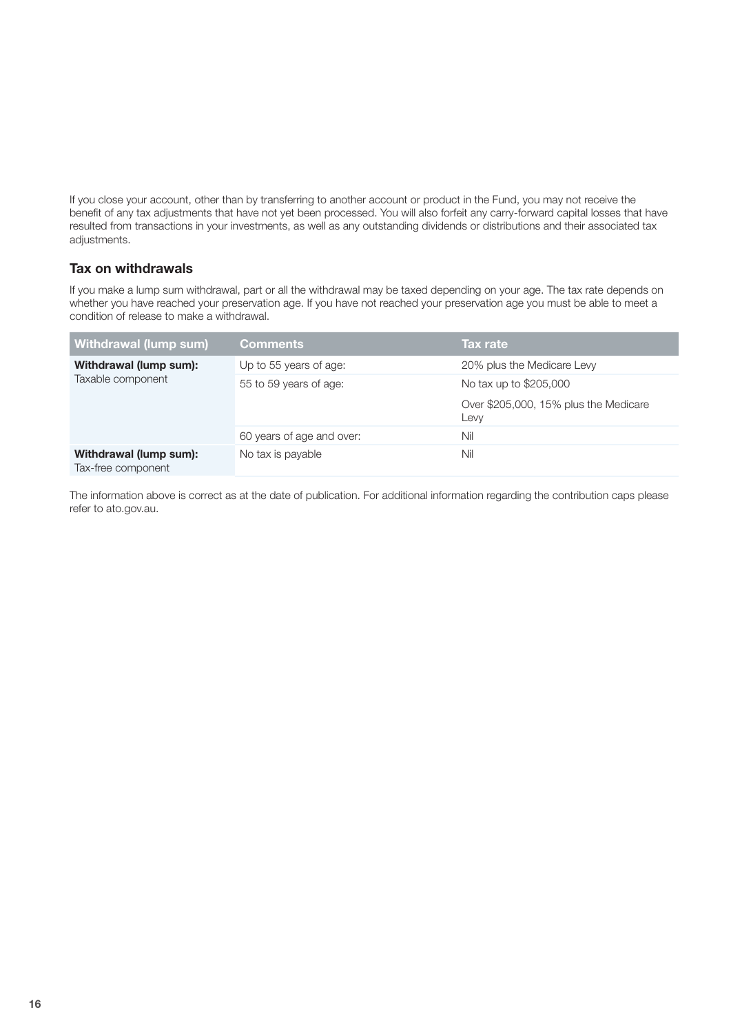If you close your account, other than by transferring to another account or product in the Fund, you may not receive the benefit of any tax adjustments that have not yet been processed. You will also forfeit any carry-forward capital losses that have resulted from transactions in your investments, as well as any outstanding dividends or distributions and their associated tax adjustments.

### Tax on withdrawals

If you make a lump sum withdrawal, part or all the withdrawal may be taxed depending on your age. The tax rate depends on whether you have reached your preservation age. If you have not reached your preservation age you must be able to meet a condition of release to make a withdrawal.

| Withdrawal (lump sum) | Comments | Tax rate |
|---|---|---|
| **Withdrawal (lump sum):** Taxable component | Up to 55 years of age: | 20% plus the Medicare Levy |
| | 55 to 59 years of age: | No tax up to $205,000 |
| | | Over $205,000, 15% plus the Medicare Levy |
| | 60 years of age and over: | Nil |
| **Withdrawal (lump sum):** Tax-free component | No tax is payable | Nil |

The information above is correct as at the date of publication. For additional information regarding the contribution caps please refer to ato.gov.au.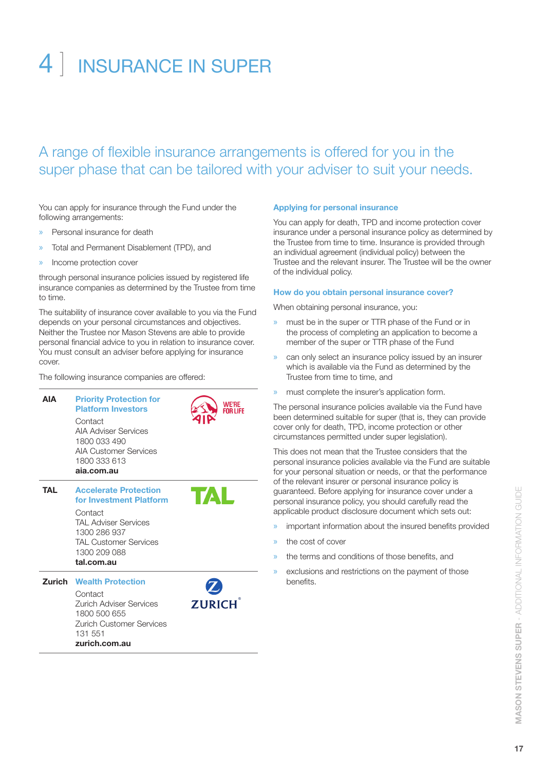# 4 INSURANCE IN SUPER

## A range of flexible insurance arrangements is offered for you in the super phase that can be tailored with your adviser to suit your needs.

You can apply for insurance through the Fund under the following arrangements:

- Personal insurance for death
- Total and Permanent Disablement (TPD), and
- Income protection cover

through personal insurance policies issued by registered life insurance companies as determined by the Trustee from time to time.

The suitability of insurance cover available to you via the Fund depends on your personal circumstances and objectives. Neither the Trustee nor Mason Stevens are able to provide personal financial advice to you in relation to insurance cover. You must consult an adviser before applying for insurance cover.

The following insurance companies are offered:

| | | |
|---|---|---|
| **AIA** | **Priority Protection for Platform Investors**<br>Contact<br>AIA Adviser Services<br>1800 033 490<br>AIA Customer Services<br>1800 333 613<br>**aia.com.au** | AIA WE'RE FOR LIFE |
| **TAL** | **Accelerate Protection for Investment Platform**<br>Contact<br>TAL Adviser Services<br>1300 286 937<br>TAL Customer Services<br>1300 209 088<br>**tal.com.au** | TAL |
| **Zurich** | **Wealth Protection**<br>Contact<br>Zurich Adviser Services<br>1800 500 655<br>Zurich Customer Services<br>131 551<br>**zurich.com.au** | ZURICH |

### Applying for personal insurance

You can apply for death, TPD and income protection cover insurance under a personal insurance policy as determined by the Trustee from time to time. Insurance is provided through an individual agreement (individual policy) between the Trustee and the relevant insurer. The Trustee will be the owner of the individual policy.

### How do you obtain personal insurance cover?

When obtaining personal insurance, you:

- must be in the super or TTR phase of the Fund or in the process of completing an application to become a member of the super or TTR phase of the Fund
- can only select an insurance policy issued by an insurer which is available via the Fund as determined by the Trustee from time to time, and
- must complete the insurer's application form.

The personal insurance policies available via the Fund have been determined suitable for super (that is, they can provide cover only for death, TPD, income protection or other circumstances permitted under super legislation).

This does not mean that the Trustee considers that the personal insurance policies available via the Fund are suitable for your personal situation or needs, or that the performance of the relevant insurer or personal insurance policy is guaranteed. Before applying for insurance cover under a personal insurance policy, you should carefully read the applicable product disclosure document which sets out:

- important information about the insured benefits provided
- the cost of cover
- the terms and conditions of those benefits, and
- exclusions and restrictions on the payment of those benefits.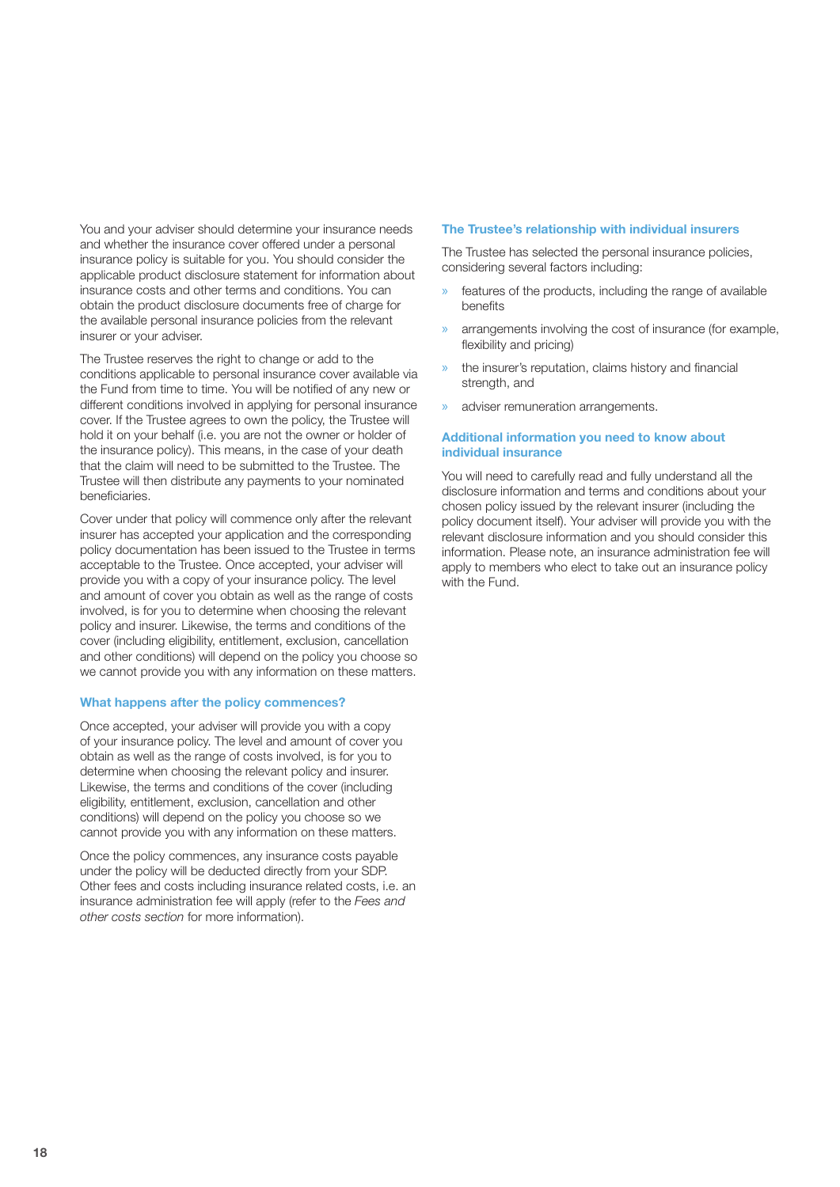You and your adviser should determine your insurance needs and whether the insurance cover offered under a personal insurance policy is suitable for you. You should consider the applicable product disclosure statement for information about insurance costs and other terms and conditions. You can obtain the product disclosure documents free of charge for the available personal insurance policies from the relevant insurer or your adviser.

The Trustee reserves the right to change or add to the conditions applicable to personal insurance cover available via the Fund from time to time. You will be notified of any new or different conditions involved in applying for personal insurance cover. If the Trustee agrees to own the policy, the Trustee will hold it on your behalf (i.e. you are not the owner or holder of the insurance policy). This means, in the case of your death that the claim will need to be submitted to the Trustee. The Trustee will then distribute any payments to your nominated beneficiaries.

Cover under that policy will commence only after the relevant insurer has accepted your application and the corresponding policy documentation has been issued to the Trustee in terms acceptable to the Trustee. Once accepted, your adviser will provide you with a copy of your insurance policy. The level and amount of cover you obtain as well as the range of costs involved, is for you to determine when choosing the relevant policy and insurer. Likewise, the terms and conditions of the cover (including eligibility, entitlement, exclusion, cancellation and other conditions) will depend on the policy you choose so we cannot provide you with any information on these matters.

### What happens after the policy commences?

Once accepted, your adviser will provide you with a copy of your insurance policy. The level and amount of cover you obtain as well as the range of costs involved, is for you to determine when choosing the relevant policy and insurer. Likewise, the terms and conditions of the cover (including eligibility, entitlement, exclusion, cancellation and other conditions) will depend on the policy you choose so we cannot provide you with any information on these matters.

Once the policy commences, any insurance costs payable under the policy will be deducted directly from your SDP. Other fees and costs including insurance related costs, i.e. an insurance administration fee will apply (refer to the *Fees and other costs section* for more information).

### The Trustee's relationship with individual insurers

The Trustee has selected the personal insurance policies, considering several factors including:

- features of the products, including the range of available benefits
- arrangements involving the cost of insurance (for example, flexibility and pricing)
- the insurer's reputation, claims history and financial strength, and
- adviser remuneration arrangements.

### Additional information you need to know about individual insurance

You will need to carefully read and fully understand all the disclosure information and terms and conditions about your chosen policy issued by the relevant insurer (including the policy document itself). Your adviser will provide you with the relevant disclosure information and you should consider this information. Please note, an insurance administration fee will apply to members who elect to take out an insurance policy with the Fund.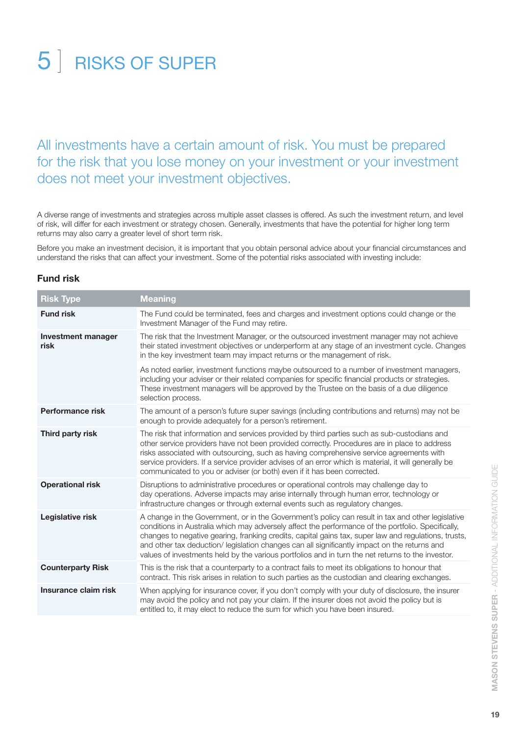# 5 RISKS OF SUPER

All investments have a certain amount of risk. You must be prepared for the risk that you lose money on your investment or your investment does not meet your investment objectives.

A diverse range of investments and strategies across multiple asset classes is offered. As such the investment return, and level of risk, will differ for each investment or strategy chosen. Generally, investments that have the potential for higher long term returns may also carry a greater level of short term risk.

Before you make an investment decision, it is important that you obtain personal advice about your financial circumstances and understand the risks that can affect your investment. Some of the potential risks associated with investing include:

### Fund risk

| Risk Type | Meaning |
|---|---|
| **Fund risk** | The Fund could be terminated, fees and charges and investment options could change or the Investment Manager of the Fund may retire. |
| **Investment manager risk** | The risk that the Investment Manager, or the outsourced investment manager may not achieve their stated investment objectives or underperform at any stage of an investment cycle. Changes in the key investment team may impact returns or the management of risk.<br><br>As noted earlier, investment functions maybe outsourced to a number of investment managers, including your adviser or their related companies for specific financial products or strategies. These investment managers will be approved by the Trustee on the basis of a due diligence selection process. |
| **Performance risk** | The amount of a person's future super savings (including contributions and returns) may not be enough to provide adequately for a person's retirement. |
| **Third party risk** | The risk that information and services provided by third parties such as sub-custodians and other service providers have not been provided correctly. Procedures are in place to address risks associated with outsourcing, such as having comprehensive service agreements with service providers. If a service provider advises of an error which is material, it will generally be communicated to you or adviser (or both) even if it has been corrected. |
| **Operational risk** | Disruptions to administrative procedures or operational controls may challenge day to day operations. Adverse impacts may arise internally through human error, technology or infrastructure changes or through external events such as regulatory changes. |
| **Legislative risk** | A change in the Government, or in the Government's policy can result in tax and other legislative conditions in Australia which may adversely affect the performance of the portfolio. Specifically, changes to negative gearing, franking credits, capital gains tax, super law and regulations, trusts, and other tax deduction/ legislation changes can all significantly impact on the returns and values of investments held by the various portfolios and in turn the net returns to the investor. |
| **Counterparty Risk** | This is the risk that a counterparty to a contract fails to meet its obligations to honour that contract. This risk arises in relation to such parties as the custodian and clearing exchanges. |
| **Insurance claim risk** | When applying for insurance cover, if you don't comply with your duty of disclosure, the insurer may avoid the policy and not pay your claim. If the insurer does not avoid the policy but is entitled to, it may elect to reduce the sum for which you have been insured. |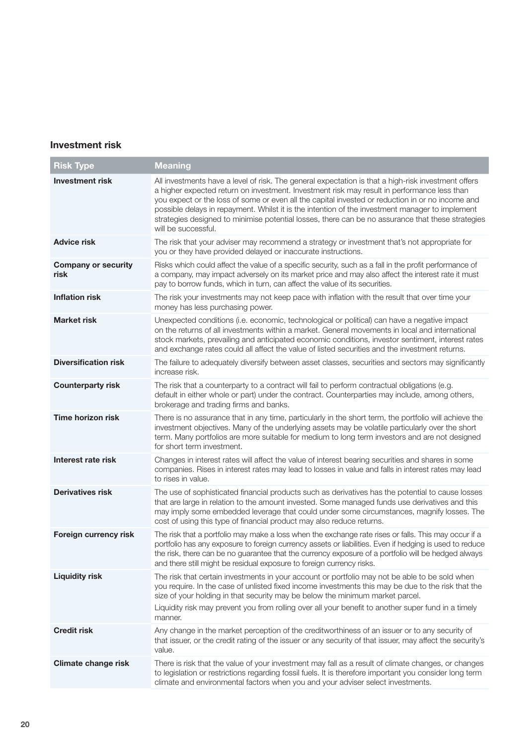## Investment risk

| Risk Type | Meaning |
|---|---|
| **Investment risk** | All investments have a level of risk. The general expectation is that a high-risk investment offers a higher expected return on investment. Investment risk may result in performance less than you expect or the loss of some or even all the capital invested or reduction in or no income and possible delays in repayment. Whilst it is the intention of the investment manager to implement strategies designed to minimise potential losses, there can be no assurance that these strategies will be successful. |
| **Advice risk** | The risk that your adviser may recommend a strategy or investment that's not appropriate for you or they have provided delayed or inaccurate instructions. |
| **Company or security risk** | Risks which could affect the value of a specific security, such as a fall in the profit performance of a company, may impact adversely on its market price and may also affect the interest rate it must pay to borrow funds, which in turn, can affect the value of its securities. |
| **Inflation risk** | The risk your investments may not keep pace with inflation with the result that over time your money has less purchasing power. |
| **Market risk** | Unexpected conditions (i.e. economic, technological or political) can have a negative impact on the returns of all investments within a market. General movements in local and international stock markets, prevailing and anticipated economic conditions, investor sentiment, interest rates and exchange rates could all affect the value of listed securities and the investment returns. |
| **Diversification risk** | The failure to adequately diversify between asset classes, securities and sectors may significantly increase risk. |
| **Counterparty risk** | The risk that a counterparty to a contract will fail to perform contractual obligations (e.g. default in either whole or part) under the contract. Counterparties may include, among others, brokerage and trading firms and banks. |
| **Time horizon risk** | There is no assurance that in any time, particularly in the short term, the portfolio will achieve the investment objectives. Many of the underlying assets may be volatile particularly over the short term. Many portfolios are more suitable for medium to long term investors and are not designed for short term investment. |
| **Interest rate risk** | Changes in interest rates will affect the value of interest bearing securities and shares in some companies. Rises in interest rates may lead to losses in value and falls in interest rates may lead to rises in value. |
| **Derivatives risk** | The use of sophisticated financial products such as derivatives has the potential to cause losses that are large in relation to the amount invested. Some managed funds use derivatives and this may imply some embedded leverage that could under some circumstances, magnify losses. The cost of using this type of financial product may also reduce returns. |
| **Foreign currency risk** | The risk that a portfolio may make a loss when the exchange rate rises or falls. This may occur if a portfolio has any exposure to foreign currency assets or liabilities. Even if hedging is used to reduce the risk, there can be no guarantee that the currency exposure of a portfolio will be hedged always and there still might be residual exposure to foreign currency risks. |
| **Liquidity risk** | The risk that certain investments in your account or portfolio may not be able to be sold when you require. In the case of unlisted fixed income investments this may be due to the risk that the size of your holding in that security may be below the minimum market parcel.<br><br>Liquidity risk may prevent you from rolling over all your benefit to another super fund in a timely manner. |
| **Credit risk** | Any change in the market perception of the creditworthiness of an issuer or to any security of that issuer, or the credit rating of the issuer or any security of that issuer, may affect the security's value. |
| **Climate change risk** | There is risk that the value of your investment may fall as a result of climate changes, or changes to legislation or restrictions regarding fossil fuels. It is therefore important you consider long term climate and environmental factors when you and your adviser select investments. |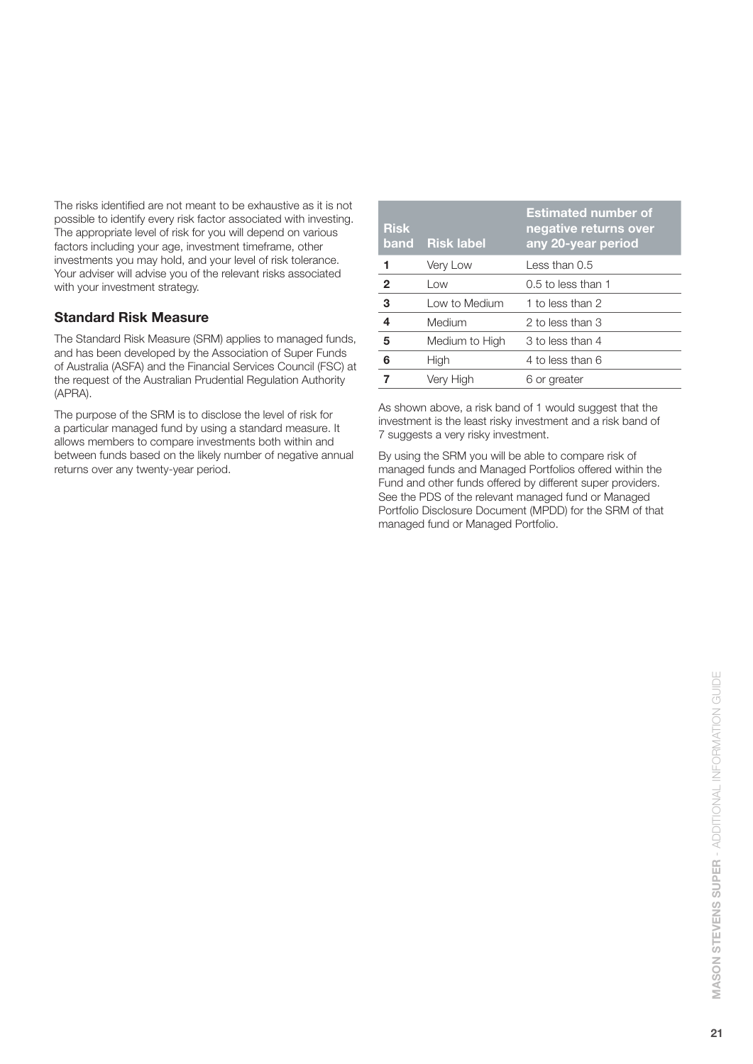The risks identified are not meant to be exhaustive as it is not possible to identify every risk factor associated with investing. The appropriate level of risk for you will depend on various factors including your age, investment timeframe, other investments you may hold, and your level of risk tolerance. Your adviser will advise you of the relevant risks associated with your investment strategy.

### Standard Risk Measure

The Standard Risk Measure (SRM) applies to managed funds, and has been developed by the Association of Super Funds of Australia (ASFA) and the Financial Services Council (FSC) at the request of the Australian Prudential Regulation Authority (APRA).

The purpose of the SRM is to disclose the level of risk for a particular managed fund by using a standard measure. It allows members to compare investments both within and between funds based on the likely number of negative annual returns over any twenty-year period.

| Risk band | Risk label | Estimated number of negative returns over any 20-year period |
|---|---|---|
| **1** | Very Low | Less than 0.5 |
| **2** | Low | 0.5 to less than 1 |
| **3** | Low to Medium | 1 to less than 2 |
| **4** | Medium | 2 to less than 3 |
| **5** | Medium to High | 3 to less than 4 |
| **6** | High | 4 to less than 6 |
| **7** | Very High | 6 or greater |

As shown above, a risk band of 1 would suggest that the investment is the least risky investment and a risk band of 7 suggests a very risky investment.

By using the SRM you will be able to compare risk of managed funds and Managed Portfolios offered within the Fund and other funds offered by different super providers. See the PDS of the relevant managed fund or Managed Portfolio Disclosure Document (MPDD) for the SRM of that managed fund or Managed Portfolio.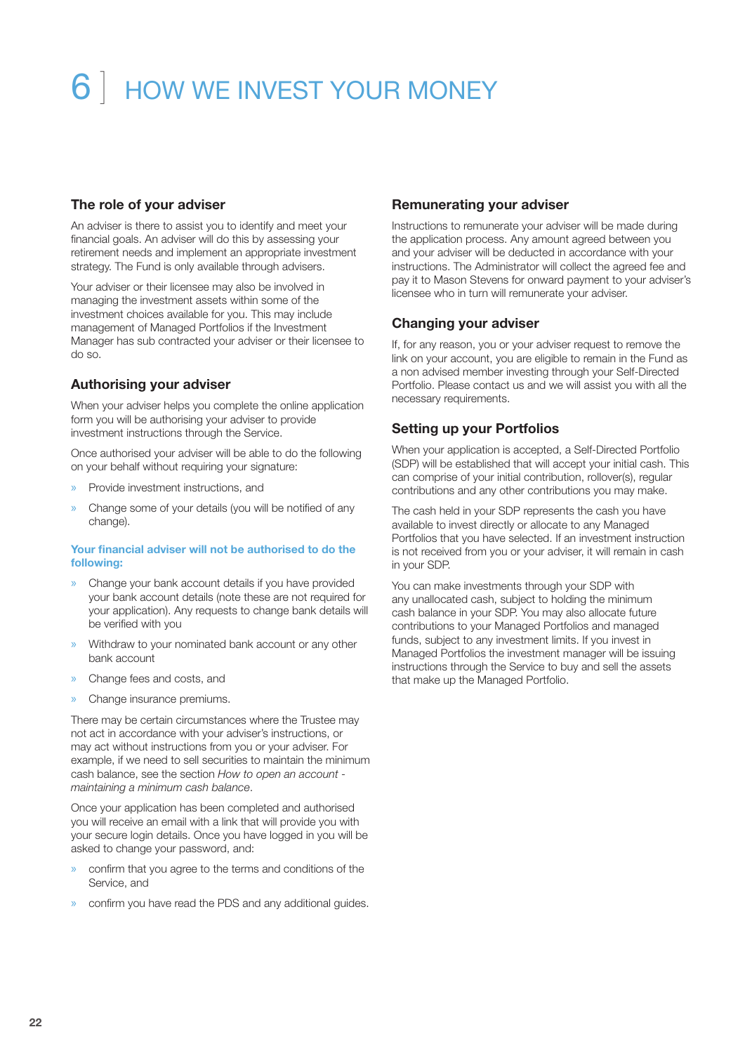# 6 HOW WE INVEST YOUR MONEY

## The role of your adviser

An adviser is there to assist you to identify and meet your financial goals. An adviser will do this by assessing your retirement needs and implement an appropriate investment strategy. The Fund is only available through advisers.

Your adviser or their licensee may also be involved in managing the investment assets within some of the investment choices available for you. This may include management of Managed Portfolios if the Investment Manager has sub contracted your adviser or their licensee to do so.

## Authorising your adviser

When your adviser helps you complete the online application form you will be authorising your adviser to provide investment instructions through the Service.

Once authorised your adviser will be able to do the following on your behalf without requiring your signature:

- Provide investment instructions, and
- Change some of your details (you will be notified of any change).

**Your financial adviser will not be authorised to do the following:**

- Change your bank account details if you have provided your bank account details (note these are not required for your application). Any requests to change bank details will be verified with you
- Withdraw to your nominated bank account or any other bank account
- Change fees and costs, and
- Change insurance premiums.

There may be certain circumstances where the Trustee may not act in accordance with your adviser's instructions, or may act without instructions from you or your adviser. For example, if we need to sell securities to maintain the minimum cash balance, see the section *How to open an account - maintaining a minimum cash balance*.

Once your application has been completed and authorised you will receive an email with a link that will provide you with your secure login details. Once you have logged in you will be asked to change your password, and:

- confirm that you agree to the terms and conditions of the Service, and
- confirm you have read the PDS and any additional guides.

## Remunerating your adviser

Instructions to remunerate your adviser will be made during the application process. Any amount agreed between you and your adviser will be deducted in accordance with your instructions. The Administrator will collect the agreed fee and pay it to Mason Stevens for onward payment to your adviser's licensee who in turn will remunerate your adviser.

## Changing your adviser

If, for any reason, you or your adviser request to remove the link on your account, you are eligible to remain in the Fund as a non advised member investing through your Self-Directed Portfolio. Please contact us and we will assist you with all the necessary requirements.

## Setting up your Portfolios

When your application is accepted, a Self-Directed Portfolio (SDP) will be established that will accept your initial cash. This can comprise of your initial contribution, rollover(s), regular contributions and any other contributions you may make.

The cash held in your SDP represents the cash you have available to invest directly or allocate to any Managed Portfolios that you have selected. If an investment instruction is not received from you or your adviser, it will remain in cash in your SDP.

You can make investments through your SDP with any unallocated cash, subject to holding the minimum cash balance in your SDP. You may also allocate future contributions to your Managed Portfolios and managed funds, subject to any investment limits. If you invest in Managed Portfolios the investment manager will be issuing instructions through the Service to buy and sell the assets that make up the Managed Portfolio.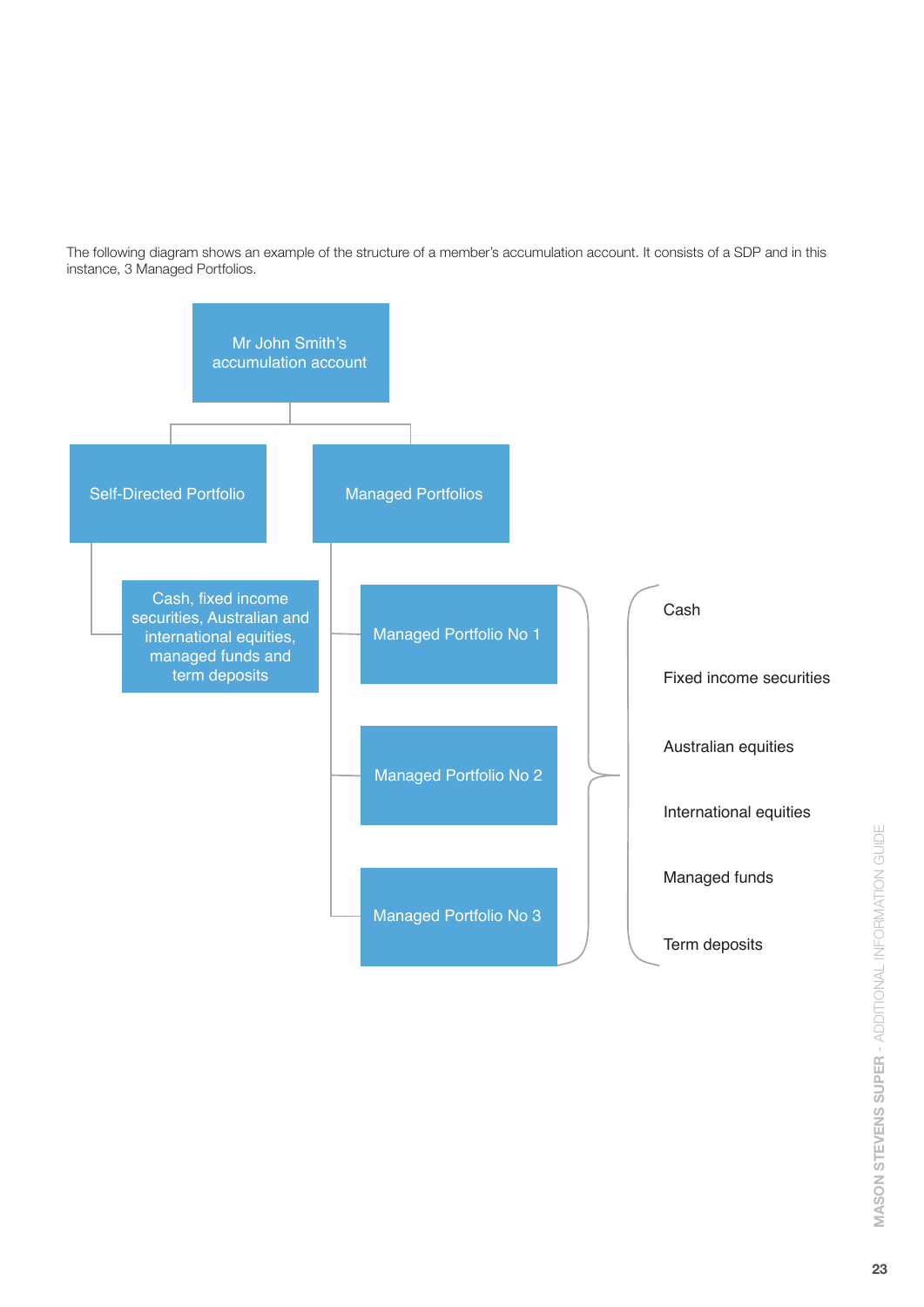The following diagram shows an example of the structure of a member's accumulation account. It consists of a SDP and in this instance, 3 Managed Portfolios.

- Mr John Smith's accumulation account
  - Self-Directed Portfolio
    - Cash, fixed income securities, Australian and international equities, managed funds and term deposits
  - Managed Portfolios
    - Managed Portfolio No 1
    - Managed Portfolio No 2
    - Managed Portfolio No 3
      - Cash
      - Fixed income securities
      - Australian equities
      - International equities
      - Managed funds
      - Term deposits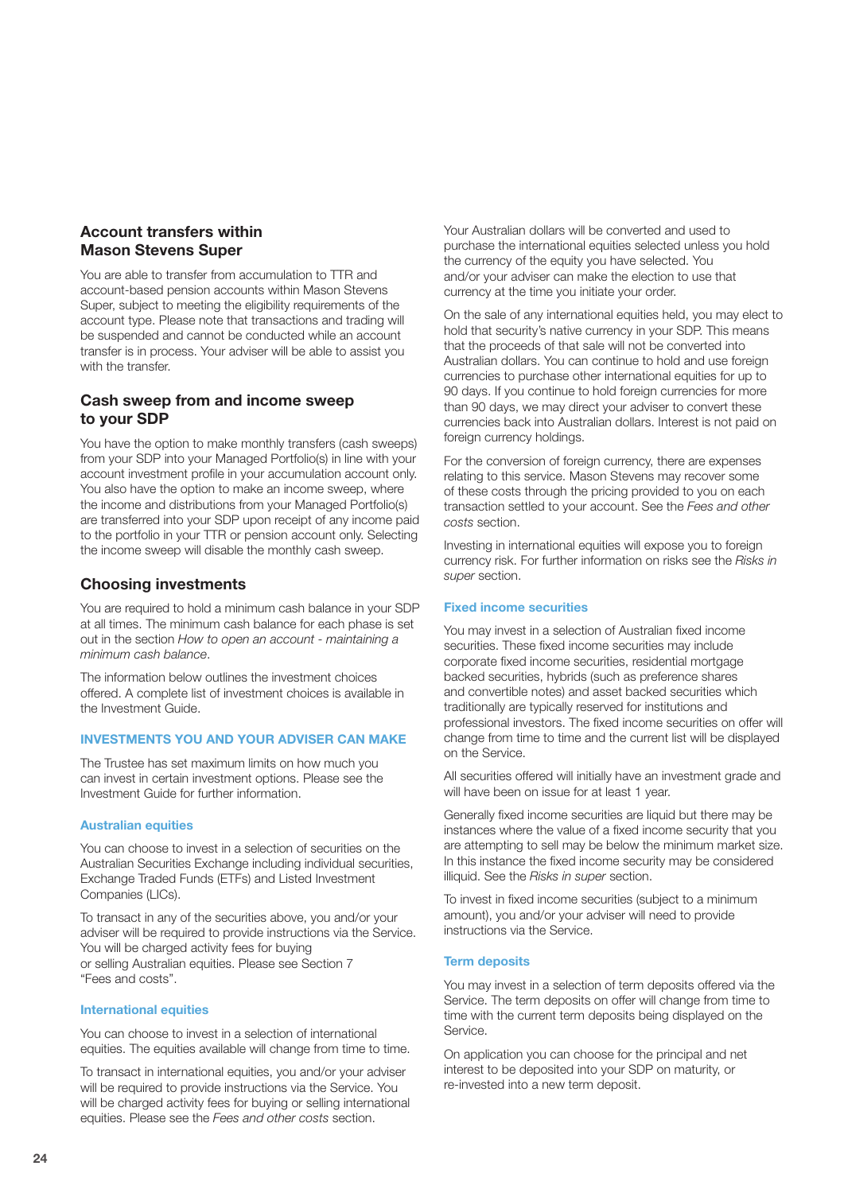## Account transfers within Mason Stevens Super

You are able to transfer from accumulation to TTR and account-based pension accounts within Mason Stevens Super, subject to meeting the eligibility requirements of the account type. Please note that transactions and trading will be suspended and cannot be conducted while an account transfer is in process. Your adviser will be able to assist you with the transfer.

## Cash sweep from and income sweep to your SDP

You have the option to make monthly transfers (cash sweeps) from your SDP into your Managed Portfolio(s) in line with your account investment profile in your accumulation account only. You also have the option to make an income sweep, where the income and distributions from your Managed Portfolio(s) are transferred into your SDP upon receipt of any income paid to the portfolio in your TTR or pension account only. Selecting the income sweep will disable the monthly cash sweep.

## Choosing investments

You are required to hold a minimum cash balance in your SDP at all times. The minimum cash balance for each phase is set out in the section *How to open an account - maintaining a minimum cash balance*.

The information below outlines the investment choices offered. A complete list of investment choices is available in the Investment Guide.

### INVESTMENTS YOU AND YOUR ADVISER CAN MAKE

The Trustee has set maximum limits on how much you can invest in certain investment options. Please see the Investment Guide for further information.

#### Australian equities

You can choose to invest in a selection of securities on the Australian Securities Exchange including individual securities, Exchange Traded Funds (ETFs) and Listed Investment Companies (LICs).

To transact in any of the securities above, you and/or your adviser will be required to provide instructions via the Service. You will be charged activity fees for buying or selling Australian equities. Please see Section 7 "Fees and costs".

#### International equities

You can choose to invest in a selection of international equities. The equities available will change from time to time.

To transact in international equities, you and/or your adviser will be required to provide instructions via the Service. You will be charged activity fees for buying or selling international equities. Please see the *Fees and other costs* section.

Your Australian dollars will be converted and used to purchase the international equities selected unless you hold the currency of the equity you have selected. You and/or your adviser can make the election to use that currency at the time you initiate your order.

On the sale of any international equities held, you may elect to hold that security's native currency in your SDP. This means that the proceeds of that sale will not be converted into Australian dollars. You can continue to hold and use foreign currencies to purchase other international equities for up to 90 days. If you continue to hold foreign currencies for more than 90 days, we may direct your adviser to convert these currencies back into Australian dollars. Interest is not paid on foreign currency holdings.

For the conversion of foreign currency, there are expenses relating to this service. Mason Stevens may recover some of these costs through the pricing provided to you on each transaction settled to your account. See the *Fees and other costs* section.

Investing in international equities will expose you to foreign currency risk. For further information on risks see the *Risks in super* section.

#### Fixed income securities

You may invest in a selection of Australian fixed income securities. These fixed income securities may include corporate fixed income securities, residential mortgage backed securities, hybrids (such as preference shares and convertible notes) and asset backed securities which traditionally are typically reserved for institutions and professional investors. The fixed income securities on offer will change from time to time and the current list will be displayed on the Service.

All securities offered will initially have an investment grade and will have been on issue for at least 1 year.

Generally fixed income securities are liquid but there may be instances where the value of a fixed income security that you are attempting to sell may be below the minimum market size. In this instance the fixed income security may be considered illiquid. See the *Risks in super* section.

To invest in fixed income securities (subject to a minimum amount), you and/or your adviser will need to provide instructions via the Service.

#### Term deposits

You may invest in a selection of term deposits offered via the Service. The term deposits on offer will change from time to time with the current term deposits being displayed on the Service.

On application you can choose for the principal and net interest to be deposited into your SDP on maturity, or re-invested into a new term deposit.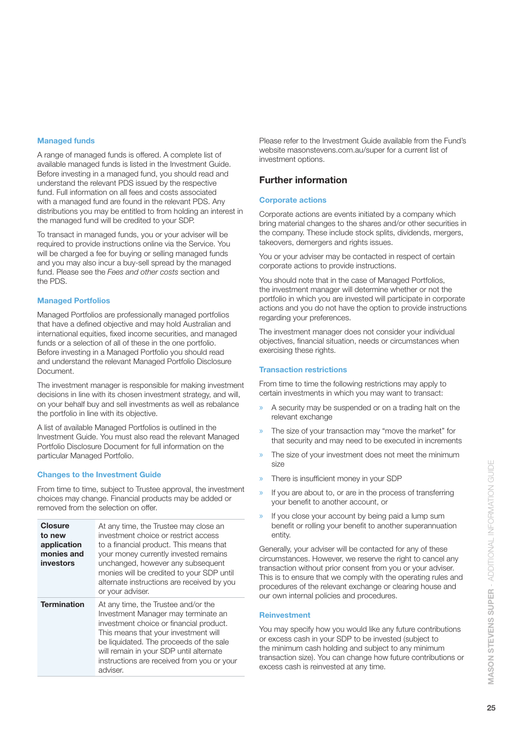### Managed funds

A range of managed funds is offered. A complete list of available managed funds is listed in the Investment Guide. Before investing in a managed fund, you should read and understand the relevant PDS issued by the respective fund. Full information on all fees and costs associated with a managed fund are found in the relevant PDS. Any distributions you may be entitled to from holding an interest in the managed fund will be credited to your SDP.

To transact in managed funds, you or your adviser will be required to provide instructions online via the Service. You will be charged a fee for buying or selling managed funds and you may also incur a buy-sell spread by the managed fund. Please see the *Fees and other costs* section and the PDS.

### Managed Portfolios

Managed Portfolios are professionally managed portfolios that have a defined objective and may hold Australian and international equities, fixed income securities, and managed funds or a selection of all of these in the one portfolio. Before investing in a Managed Portfolio you should read and understand the relevant Managed Portfolio Disclosure Document.

The investment manager is responsible for making investment decisions in line with its chosen investment strategy, and will, on your behalf buy and sell investments as well as rebalance the portfolio in line with its objective.

A list of available Managed Portfolios is outlined in the Investment Guide. You must also read the relevant Managed Portfolio Disclosure Document for full information on the particular Managed Portfolio.

### Changes to the Investment Guide

From time to time, subject to Trustee approval, the investment choices may change. Financial products may be added or removed from the selection on offer.

| | |
|---|---|
| **Closure to new application monies and investors** | At any time, the Trustee may close an investment choice or restrict access to a financial product. This means that your money currently invested remains unchanged, however any subsequent monies will be credited to your SDP until alternate instructions are received by you or your adviser. |
| **Termination** | At any time, the Trustee and/or the Investment Manager may terminate an investment choice or financial product. This means that your investment will be liquidated. The proceeds of the sale will remain in your SDP until alternate instructions are received from you or your adviser. |

Please refer to the Investment Guide available from the Fund's website masonstevens.com.au/super for a current list of investment options.

## Further information

### Corporate actions

Corporate actions are events initiated by a company which bring material changes to the shares and/or other securities in the company. These include stock splits, dividends, mergers, takeovers, demergers and rights issues.

You or your adviser may be contacted in respect of certain corporate actions to provide instructions.

You should note that in the case of Managed Portfolios, the investment manager will determine whether or not the portfolio in which you are invested will participate in corporate actions and you do not have the option to provide instructions regarding your preferences.

The investment manager does not consider your individual objectives, financial situation, needs or circumstances when exercising these rights.

### Transaction restrictions

From time to time the following restrictions may apply to certain investments in which you may want to transact:

- A security may be suspended or on a trading halt on the relevant exchange
- The size of your transaction may "move the market" for that security and may need to be executed in increments
- The size of your investment does not meet the minimum size
- There is insufficient money in your SDP
- If you are about to, or are in the process of transferring your benefit to another account, or
- If you close your account by being paid a lump sum benefit or rolling your benefit to another superannuation entity.

Generally, your adviser will be contacted for any of these circumstances. However, we reserve the right to cancel any transaction without prior consent from you or your adviser. This is to ensure that we comply with the operating rules and procedures of the relevant exchange or clearing house and our own internal policies and procedures.

### Reinvestment

You may specify how you would like any future contributions or excess cash in your SDP to be invested (subject to the minimum cash holding and subject to any minimum transaction size). You can change how future contributions or excess cash is reinvested at any time.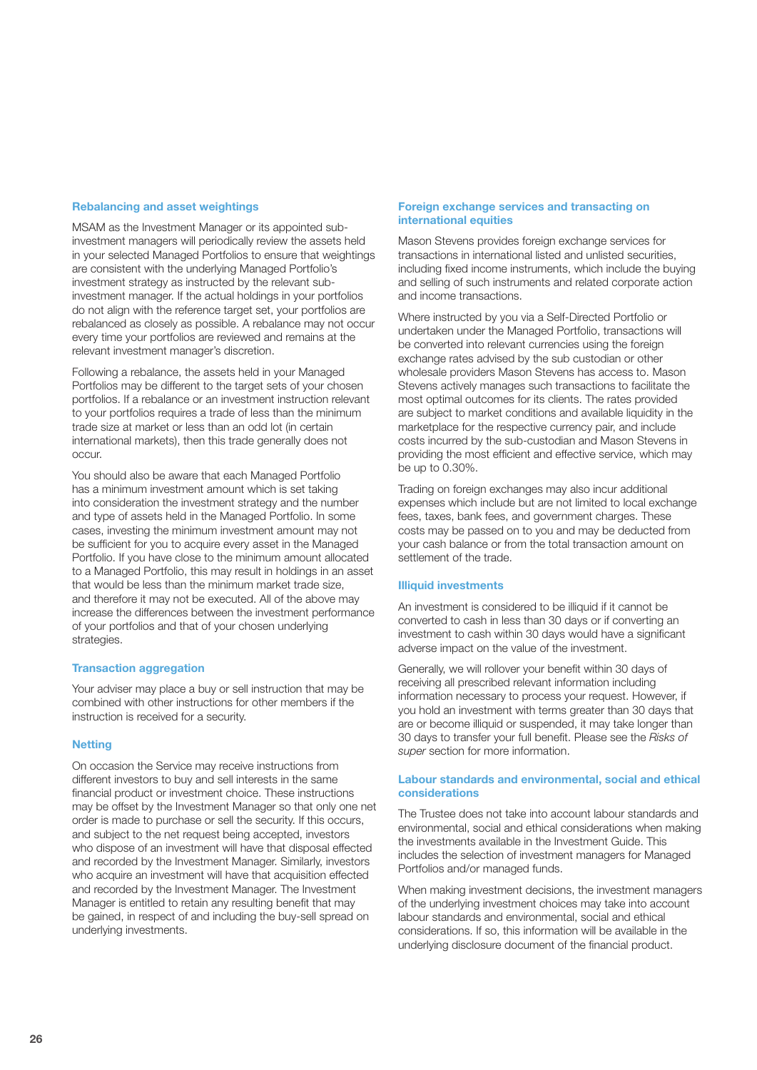### Rebalancing and asset weightings

MSAM as the Investment Manager or its appointed sub-investment managers will periodically review the assets held in your selected Managed Portfolios to ensure that weightings are consistent with the underlying Managed Portfolio's investment strategy as instructed by the relevant sub-investment manager. If the actual holdings in your portfolios do not align with the reference target set, your portfolios are rebalanced as closely as possible. A rebalance may not occur every time your portfolios are reviewed and remains at the relevant investment manager's discretion.

Following a rebalance, the assets held in your Managed Portfolios may be different to the target sets of your chosen portfolios. If a rebalance or an investment instruction relevant to your portfolios requires a trade of less than the minimum trade size at market or less than an odd lot (in certain international markets), then this trade generally does not occur.

You should also be aware that each Managed Portfolio has a minimum investment amount which is set taking into consideration the investment strategy and the number and type of assets held in the Managed Portfolio. In some cases, investing the minimum investment amount may not be sufficient for you to acquire every asset in the Managed Portfolio. If you have close to the minimum amount allocated to a Managed Portfolio, this may result in holdings in an asset that would be less than the minimum market trade size, and therefore it may not be executed. All of the above may increase the differences between the investment performance of your portfolios and that of your chosen underlying strategies.

### Transaction aggregation

Your adviser may place a buy or sell instruction that may be combined with other instructions for other members if the instruction is received for a security.

### Netting

On occasion the Service may receive instructions from different investors to buy and sell interests in the same financial product or investment choice. These instructions may be offset by the Investment Manager so that only one net order is made to purchase or sell the security. If this occurs, and subject to the net request being accepted, investors who dispose of an investment will have that disposal effected and recorded by the Investment Manager. Similarly, investors who acquire an investment will have that acquisition effected and recorded by the Investment Manager. The Investment Manager is entitled to retain any resulting benefit that may be gained, in respect of and including the buy-sell spread on underlying investments.

### Foreign exchange services and transacting on international equities

Mason Stevens provides foreign exchange services for transactions in international listed and unlisted securities, including fixed income instruments, which include the buying and selling of such instruments and related corporate action and income transactions.

Where instructed by you via a Self-Directed Portfolio or undertaken under the Managed Portfolio, transactions will be converted into relevant currencies using the foreign exchange rates advised by the sub custodian or other wholesale providers Mason Stevens has access to. Mason Stevens actively manages such transactions to facilitate the most optimal outcomes for its clients. The rates provided are subject to market conditions and available liquidity in the marketplace for the respective currency pair, and include costs incurred by the sub-custodian and Mason Stevens in providing the most efficient and effective service, which may be up to 0.30%.

Trading on foreign exchanges may also incur additional expenses which include but are not limited to local exchange fees, taxes, bank fees, and government charges. These costs may be passed on to you and may be deducted from your cash balance or from the total transaction amount on settlement of the trade.

### Illiquid investments

An investment is considered to be illiquid if it cannot be converted to cash in less than 30 days or if converting an investment to cash within 30 days would have a significant adverse impact on the value of the investment.

Generally, we will rollover your benefit within 30 days of receiving all prescribed relevant information including information necessary to process your request. However, if you hold an investment with terms greater than 30 days that are or become illiquid or suspended, it may take longer than 30 days to transfer your full benefit. Please see the *Risks of super* section for more information.

### Labour standards and environmental, social and ethical considerations

The Trustee does not take into account labour standards and environmental, social and ethical considerations when making the investments available in the Investment Guide. This includes the selection of investment managers for Managed Portfolios and/or managed funds.

When making investment decisions, the investment managers of the underlying investment choices may take into account labour standards and environmental, social and ethical considerations. If so, this information will be available in the underlying disclosure document of the financial product.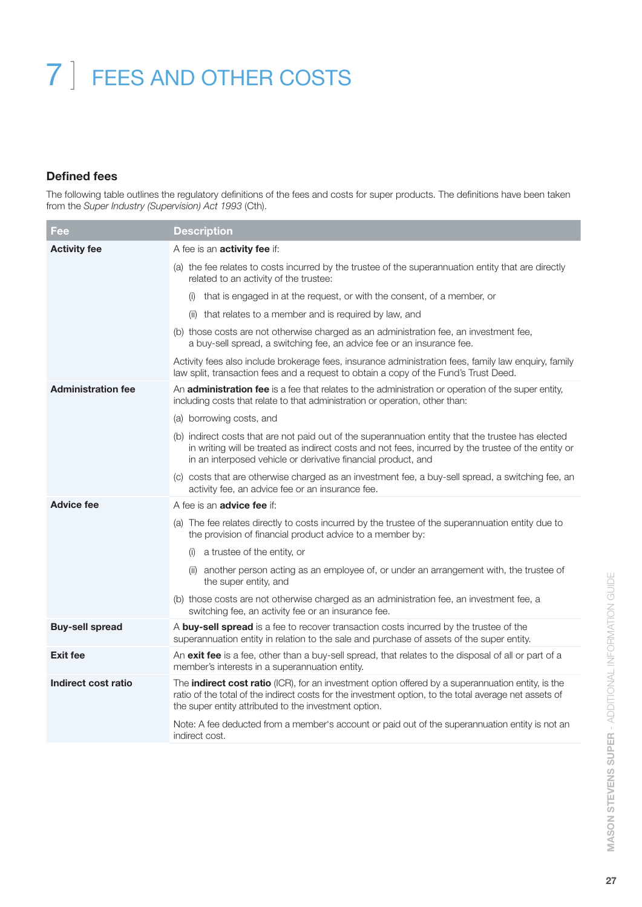# 7 FEES AND OTHER COSTS

## Defined fees

The following table outlines the regulatory definitions of the fees and costs for super products. The definitions have been taken from the *Super Industry (Supervision) Act 1993* (Cth).

| Fee | Description |
|---|---|
| **Activity fee** | A fee is an **activity fee** if:<br><br>(a) the fee relates to costs incurred by the trustee of the superannuation entity that are directly related to an activity of the trustee:<br><br>(i) that is engaged in at the request, or with the consent, of a member, or<br><br>(ii) that relates to a member and is required by law, and<br><br>(b) those costs are not otherwise charged as an administration fee, an investment fee, a buy-sell spread, a switching fee, an advice fee or an insurance fee.<br><br>Activity fees also include brokerage fees, insurance administration fees, family law enquiry, family law split, transaction fees and a request to obtain a copy of the Fund's Trust Deed. |
| **Administration fee** | An **administration fee** is a fee that relates to the administration or operation of the super entity, including costs that relate to that administration or operation, other than:<br><br>(a) borrowing costs, and<br><br>(b) indirect costs that are not paid out of the superannuation entity that the trustee has elected in writing will be treated as indirect costs and not fees, incurred by the trustee of the entity or in an interposed vehicle or derivative financial product, and<br><br>(c) costs that are otherwise charged as an investment fee, a buy-sell spread, a switching fee, an activity fee, an advice fee or an insurance fee. |
| **Advice fee** | A fee is an **advice fee** if:<br><br>(a) The fee relates directly to costs incurred by the trustee of the superannuation entity due to the provision of financial product advice to a member by:<br><br>(i) a trustee of the entity, or<br><br>(ii) another person acting as an employee of, or under an arrangement with, the trustee of the super entity, and<br><br>(b) those costs are not otherwise charged as an administration fee, an investment fee, a switching fee, an activity fee or an insurance fee. |
| **Buy-sell spread** | A **buy-sell spread** is a fee to recover transaction costs incurred by the trustee of the superannuation entity in relation to the sale and purchase of assets of the super entity. |
| **Exit fee** | An **exit fee** is a fee, other than a buy-sell spread, that relates to the disposal of all or part of a member's interests in a superannuation entity. |
| **Indirect cost ratio** | The **indirect cost ratio** (ICR), for an investment option offered by a superannuation entity, is the ratio of the total of the indirect costs for the investment option, to the total average net assets of the super entity attributed to the investment option.<br><br>Note: A fee deducted from a member's account or paid out of the superannuation entity is not an indirect cost. |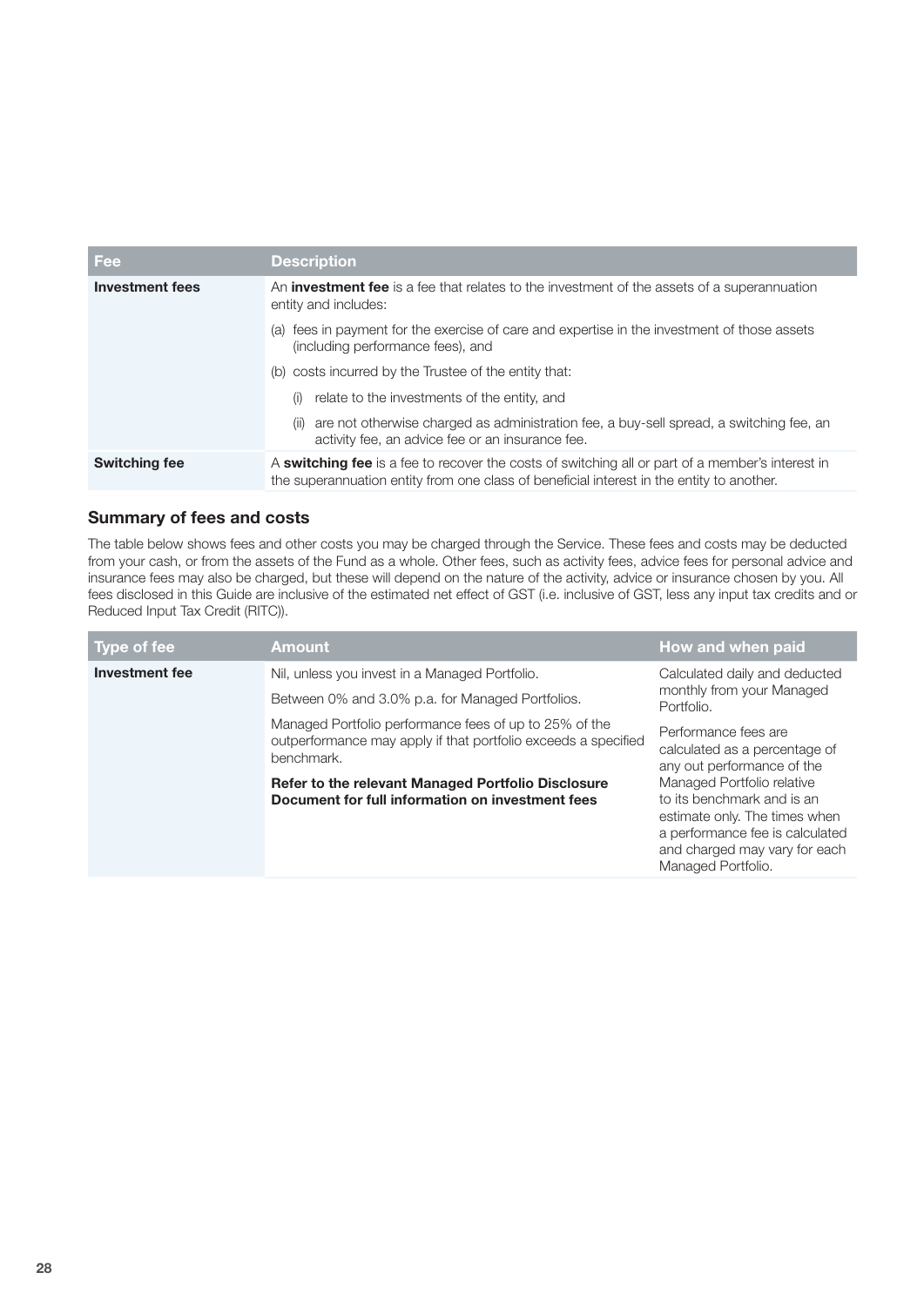| Fee | Description |
|---|---|
| **Investment fees** | An **investment fee** is a fee that relates to the investment of the assets of a superannuation entity and includes:<br>(a) fees in payment for the exercise of care and expertise in the investment of those assets (including performance fees), and<br>(b) costs incurred by the Trustee of the entity that:<br>(i) relate to the investments of the entity, and<br>(ii) are not otherwise charged as administration fee, a buy-sell spread, a switching fee, an activity fee, an advice fee or an insurance fee. |
| **Switching fee** | A **switching fee** is a fee to recover the costs of switching all or part of a member's interest in the superannuation entity from one class of beneficial interest in the entity to another. |

### Summary of fees and costs

The table below shows fees and other costs you may be charged through the Service. These fees and costs may be deducted from your cash, or from the assets of the Fund as a whole. Other fees, such as activity fees, advice fees for personal advice and insurance fees may also be charged, but these will depend on the nature of the activity, advice or insurance chosen by you. All fees disclosed in this Guide are inclusive of the estimated net effect of GST (i.e. inclusive of GST, less any input tax credits and or Reduced Input Tax Credit (RITC)).

| Type of fee | Amount | How and when paid |
|---|---|---|
| **Investment fee** | Nil, unless you invest in a Managed Portfolio.<br>Between 0% and 3.0% p.a. for Managed Portfolios.<br>Managed Portfolio performance fees of up to 25% of the outperformance may apply if that portfolio exceeds a specified benchmark.<br>**Refer to the relevant Managed Portfolio Disclosure Document for full information on investment fees** | Calculated daily and deducted monthly from your Managed Portfolio.<br>Performance fees are calculated as a percentage of any out performance of the Managed Portfolio relative to its benchmark and is an estimate only. The times when a performance fee is calculated and charged may vary for each Managed Portfolio. |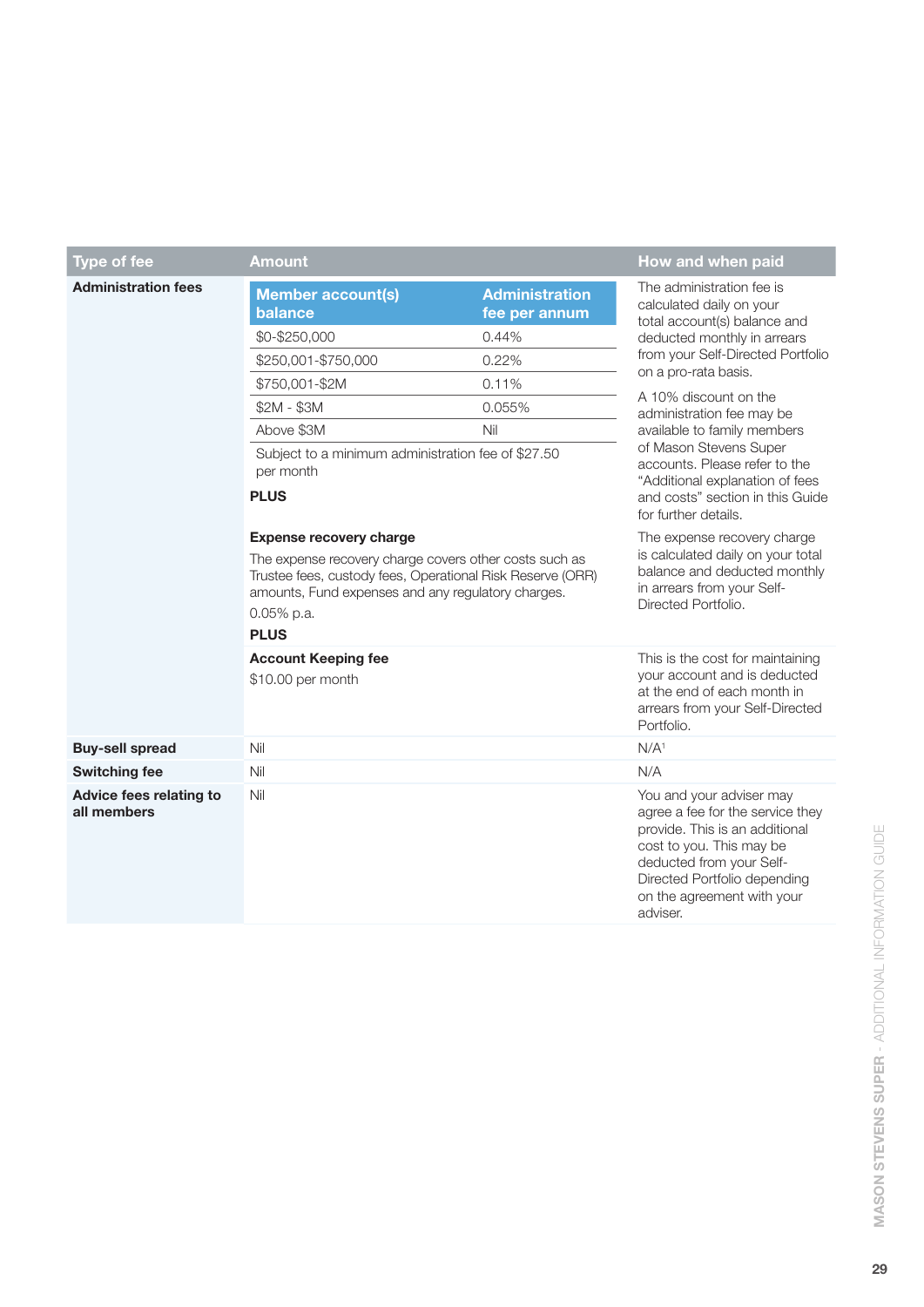| Type of fee | Amount | How and when paid |
|---|---|---|
| **Administration fees** | **Member account(s) balance** / **Administration fee per annum**<br>$0-$250,000 — 0.44%<br>$250,001-$750,000 — 0.22%<br>$750,001-$2M — 0.11%<br>$2M - $3M — 0.055%<br>Above $3M — Nil<br>Subject to a minimum administration fee of $27.50 per month<br>**PLUS** | The administration fee is calculated daily on your total account(s) balance and deducted monthly in arrears from your Self-Directed Portfolio on a pro-rata basis.<br>A 10% discount on the administration fee may be available to family members of Mason Stevens Super accounts. Please refer to the "Additional explanation of fees and costs" section in this Guide for further details. |
| | **Expense recovery charge**<br>The expense recovery charge covers other costs such as Trustee fees, custody fees, Operational Risk Reserve (ORR) amounts, Fund expenses and any regulatory charges.<br>0.05% p.a.<br>**PLUS** | The expense recovery charge is calculated daily on your total balance and deducted monthly in arrears from your Self-Directed Portfolio. |
| | **Account Keeping fee**<br>$10.00 per month | This is the cost for maintaining your account and is deducted at the end of each month in arrears from your Self-Directed Portfolio. |
| **Buy-sell spread** | Nil | N/A[1] |
| **Switching fee** | Nil | N/A |
| **Advice fees relating to all members** | Nil | You and your adviser may agree a fee for the service they provide. This is an additional cost to you. This may be deducted from your Self-Directed Portfolio depending on the agreement with your adviser. |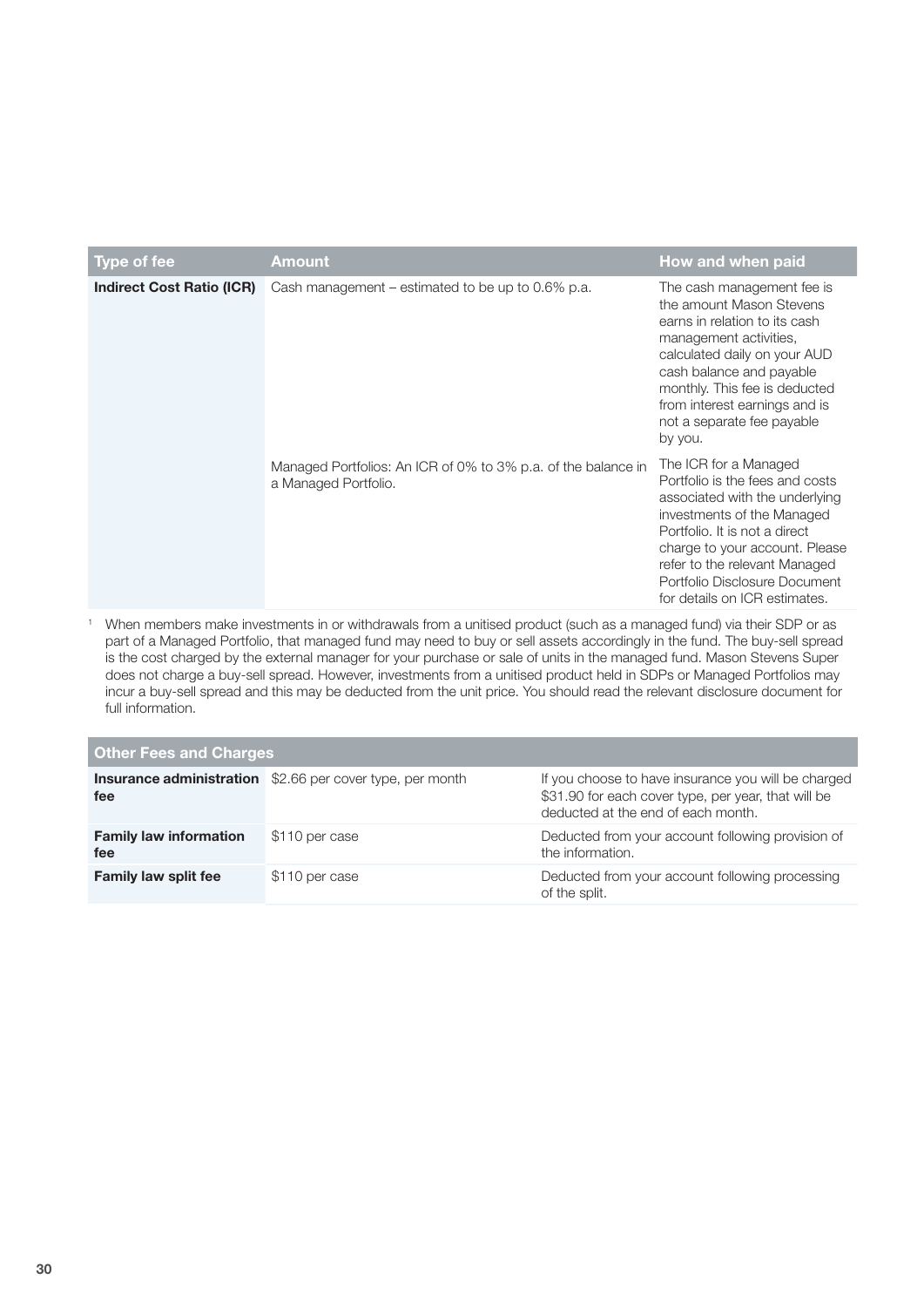| Type of fee | Amount | How and when paid |
|---|---|---|
| **Indirect Cost Ratio (ICR)** | Cash management – estimated to be up to 0.6% p.a. | The cash management fee is the amount Mason Stevens earns in relation to its cash management activities, calculated daily on your AUD cash balance and payable monthly. This fee is deducted from interest earnings and is not a separate fee payable by you. |
| | Managed Portfolios: An ICR of 0% to 3% p.a. of the balance in a Managed Portfolio. | The ICR for a Managed Portfolio is the fees and costs associated with the underlying investments of the Managed Portfolio. It is not a direct charge to your account. Please refer to the relevant Managed Portfolio Disclosure Document for details on ICR estimates. |

[1] When members make investments in or withdrawals from a unitised product (such as a managed fund) via their SDP or as part of a Managed Portfolio, that managed fund may need to buy or sell assets accordingly in the fund. The buy-sell spread is the cost charged by the external manager for your purchase or sale of units in the managed fund. Mason Stevens Super does not charge a buy-sell spread. However, investments from a unitised product held in SDPs or Managed Portfolios may incur a buy-sell spread and this may be deducted from the unit price. You should read the relevant disclosure document for full information.

| Other Fees and Charges | | |
|---|---|---|
| **Insurance administration fee** | $2.66 per cover type, per month | If you choose to have insurance you will be charged $31.90 for each cover type, per year, that will be deducted at the end of each month. |
| **Family law information fee** | $110 per case | Deducted from your account following provision of the information. |
| **Family law split fee** | $110 per case | Deducted from your account following processing of the split. |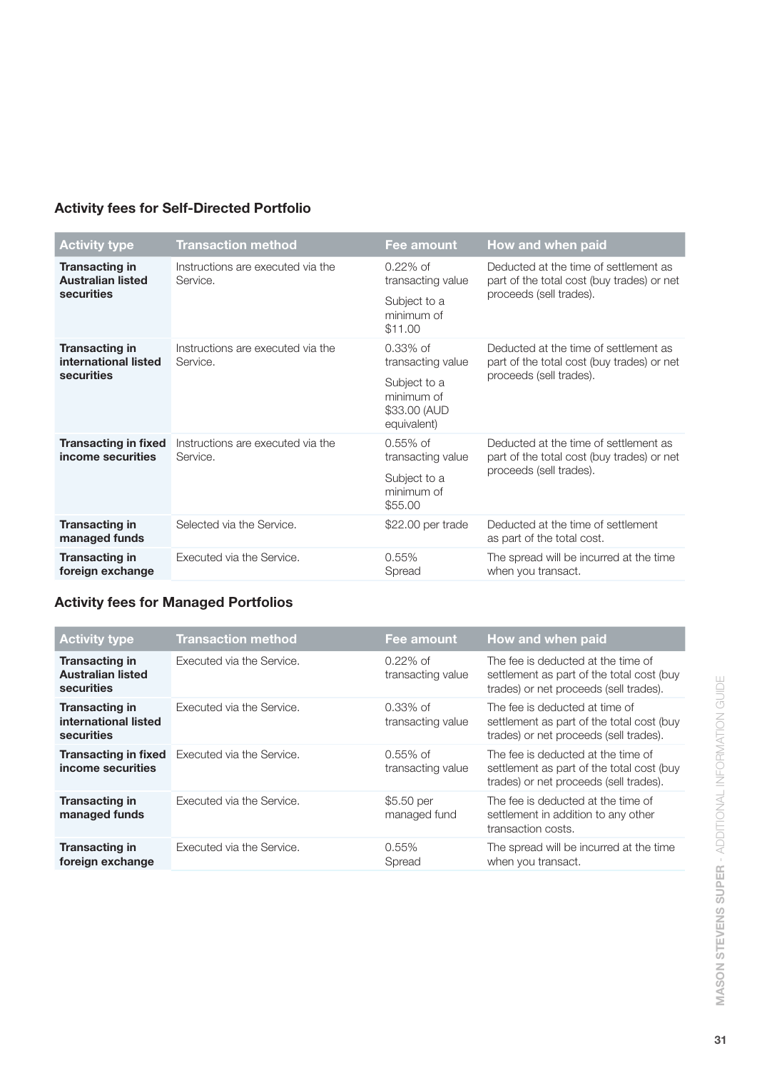### Activity fees for Self-Directed Portfolio

| Activity type | Transaction method | Fee amount | How and when paid |
|---|---|---|---|
| **Transacting in Australian listed securities** | Instructions are executed via the Service. | 0.22% of transacting value<br>Subject to a minimum of $11.00 | Deducted at the time of settlement as part of the total cost (buy trades) or net proceeds (sell trades). |
| **Transacting in international listed securities** | Instructions are executed via the Service. | 0.33% of transacting value<br>Subject to a minimum of $33.00 (AUD equivalent) | Deducted at the time of settlement as part of the total cost (buy trades) or net proceeds (sell trades). |
| **Transacting in fixed income securities** | Instructions are executed via the Service. | 0.55% of transacting value<br>Subject to a minimum of $55.00 | Deducted at the time of settlement as part of the total cost (buy trades) or net proceeds (sell trades). |
| **Transacting in managed funds** | Selected via the Service. | $22.00 per trade | Deducted at the time of settlement as part of the total cost. |
| **Transacting in foreign exchange** | Executed via the Service. | 0.55% Spread | The spread will be incurred at the time when you transact. |

### Activity fees for Managed Portfolios

| Activity type | Transaction method | Fee amount | How and when paid |
|---|---|---|---|
| **Transacting in Australian listed securities** | Executed via the Service. | 0.22% of transacting value | The fee is deducted at the time of settlement as part of the total cost (buy trades) or net proceeds (sell trades). |
| **Transacting in international listed securities** | Executed via the Service. | 0.33% of transacting value | The fee is deducted at time of settlement as part of the total cost (buy trades) or net proceeds (sell trades). |
| **Transacting in fixed income securities** | Executed via the Service. | 0.55% of transacting value | The fee is deducted at the time of settlement as part of the total cost (buy trades) or net proceeds (sell trades). |
| **Transacting in managed funds** | Executed via the Service. | $5.50 per managed fund | The fee is deducted at the time of settlement in addition to any other transaction costs. |
| **Transacting in foreign exchange** | Executed via the Service. | 0.55% Spread | The spread will be incurred at the time when you transact. |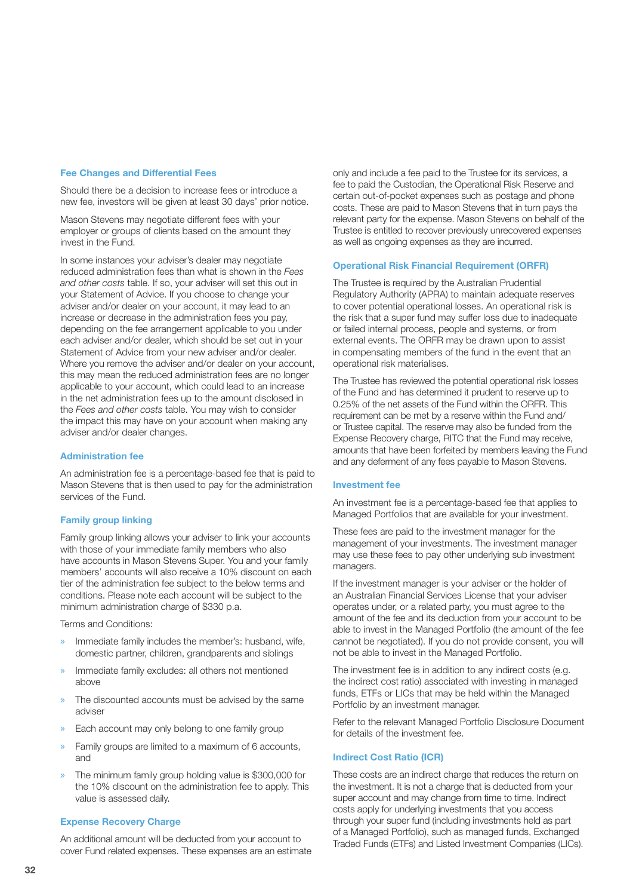## Fee Changes and Differential Fees

Should there be a decision to increase fees or introduce a new fee, investors will be given at least 30 days' prior notice.

Mason Stevens may negotiate different fees with your employer or groups of clients based on the amount they invest in the Fund.

In some instances your adviser's dealer may negotiate reduced administration fees than what is shown in the *Fees and other costs* table. If so, your adviser will set this out in your Statement of Advice. If you choose to change your adviser and/or dealer on your account, it may lead to an increase or decrease in the administration fees you pay, depending on the fee arrangement applicable to you under each adviser and/or dealer, which should be set out in your Statement of Advice from your new adviser and/or dealer. Where you remove the adviser and/or dealer on your account, this may mean the reduced administration fees are no longer applicable to your account, which could lead to an increase in the net administration fees up to the amount disclosed in the *Fees and other costs* table. You may wish to consider the impact this may have on your account when making any adviser and/or dealer changes.

## Administration fee

An administration fee is a percentage-based fee that is paid to Mason Stevens that is then used to pay for the administration services of the Fund.

## Family group linking

Family group linking allows your adviser to link your accounts with those of your immediate family members who also have accounts in Mason Stevens Super. You and your family members' accounts will also receive a 10% discount on each tier of the administration fee subject to the below terms and conditions. Please note each account will be subject to the minimum administration charge of $330 p.a.

Terms and Conditions:

- Immediate family includes the member's: husband, wife, domestic partner, children, grandparents and siblings
- Immediate family excludes: all others not mentioned above
- The discounted accounts must be advised by the same adviser
- Each account may only belong to one family group
- Family groups are limited to a maximum of 6 accounts, and
- The minimum family group holding value is $300,000 for the 10% discount on the administration fee to apply. This value is assessed daily.

## Expense Recovery Charge

An additional amount will be deducted from your account to cover Fund related expenses. These expenses are an estimate only and include a fee paid to the Trustee for its services, a fee to paid the Custodian, the Operational Risk Reserve and certain out-of-pocket expenses such as postage and phone costs. These are paid to Mason Stevens that in turn pays the relevant party for the expense. Mason Stevens on behalf of the Trustee is entitled to recover previously unrecovered expenses as well as ongoing expenses as they are incurred.

## Operational Risk Financial Requirement (ORFR)

The Trustee is required by the Australian Prudential Regulatory Authority (APRA) to maintain adequate reserves to cover potential operational losses. An operational risk is the risk that a super fund may suffer loss due to inadequate or failed internal process, people and systems, or from external events. The ORFR may be drawn upon to assist in compensating members of the fund in the event that an operational risk materialises.

The Trustee has reviewed the potential operational risk losses of the Fund and has determined it prudent to reserve up to 0.25% of the net assets of the Fund within the ORFR. This requirement can be met by a reserve within the Fund and/or Trustee capital. The reserve may also be funded from the Expense Recovery charge, RITC that the Fund may receive, amounts that have been forfeited by members leaving the Fund and any deferment of any fees payable to Mason Stevens.

## Investment fee

An investment fee is a percentage-based fee that applies to Managed Portfolios that are available for your investment.

These fees are paid to the investment manager for the management of your investments. The investment manager may use these fees to pay other underlying sub investment managers.

If the investment manager is your adviser or the holder of an Australian Financial Services License that your adviser operates under, or a related party, you must agree to the amount of the fee and its deduction from your account to be able to invest in the Managed Portfolio (the amount of the fee cannot be negotiated). If you do not provide consent, you will not be able to invest in the Managed Portfolio.

The investment fee is in addition to any indirect costs (e.g. the indirect cost ratio) associated with investing in managed funds, ETFs or LICs that may be held within the Managed Portfolio by an investment manager.

Refer to the relevant Managed Portfolio Disclosure Document for details of the investment fee.

## Indirect Cost Ratio (ICR)

These costs are an indirect charge that reduces the return on the investment. It is not a charge that is deducted from your super account and may change from time to time. Indirect costs apply for underlying investments that you access through your super fund (including investments held as part of a Managed Portfolio), such as managed funds, Exchanged Traded Funds (ETFs) and Listed Investment Companies (LICs).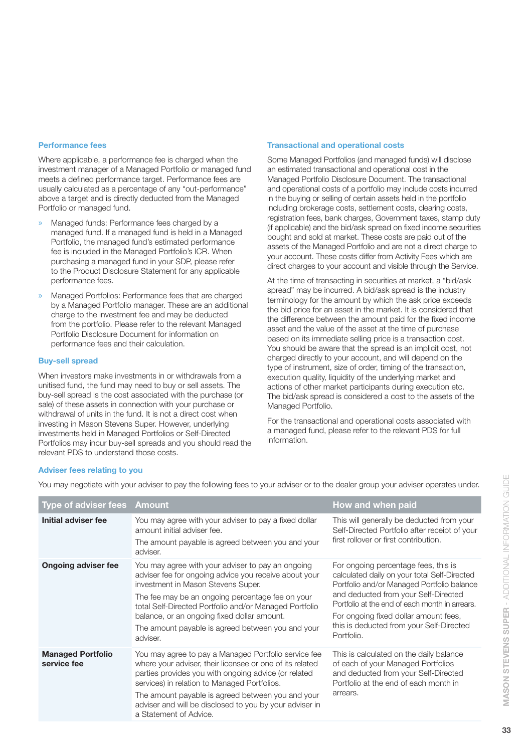### Performance fees

Where applicable, a performance fee is charged when the investment manager of a Managed Portfolio or managed fund meets a defined performance target. Performance fees are usually calculated as a percentage of any "out-performance" above a target and is directly deducted from the Managed Portfolio or managed fund.

- Managed funds: Performance fees charged by a managed fund. If a managed fund is held in a Managed Portfolio, the managed fund's estimated performance fee is included in the Managed Portfolio's ICR. When purchasing a managed fund in your SDP, please refer to the Product Disclosure Statement for any applicable performance fees.
- Managed Portfolios: Performance fees that are charged by a Managed Portfolio manager. These are an additional charge to the investment fee and may be deducted from the portfolio. Please refer to the relevant Managed Portfolio Disclosure Document for information on performance fees and their calculation.

### Buy-sell spread

When investors make investments in or withdrawals from a unitised fund, the fund may need to buy or sell assets. The buy-sell spread is the cost associated with the purchase (or sale) of these assets in connection with your purchase or withdrawal of units in the fund. It is not a direct cost when investing in Mason Stevens Super. However, underlying investments held in Managed Portfolios or Self-Directed Portfolios may incur buy-sell spreads and you should read the relevant PDS to understand those costs.

### Transactional and operational costs

Some Managed Portfolios (and managed funds) will disclose an estimated transactional and operational cost in the Managed Portfolio Disclosure Document. The transactional and operational costs of a portfolio may include costs incurred in the buying or selling of certain assets held in the portfolio including brokerage costs, settlement costs, clearing costs, registration fees, bank charges, Government taxes, stamp duty (if applicable) and the bid/ask spread on fixed income securities bought and sold at market. These costs are paid out of the assets of the Managed Portfolio and are not a direct charge to your account. These costs differ from Activity Fees which are direct charges to your account and visible through the Service.

At the time of transacting in securities at market, a "bid/ask spread" may be incurred. A bid/ask spread is the industry terminology for the amount by which the ask price exceeds the bid price for an asset in the market. It is considered that the difference between the amount paid for the fixed income asset and the value of the asset at the time of purchase based on its immediate selling price is a transaction cost. You should be aware that the spread is an implicit cost, not charged directly to your account, and will depend on the type of instrument, size of order, timing of the transaction, execution quality, liquidity of the underlying market and actions of other market participants during execution etc. The bid/ask spread is considered a cost to the assets of the Managed Portfolio.

For the transactional and operational costs associated with a managed fund, please refer to the relevant PDS for full information.

### Adviser fees relating to you

You may negotiate with your adviser to pay the following fees to your adviser or to the dealer group your adviser operates under.

| Type of adviser fees | Amount | How and when paid |
|---|---|---|
| **Initial adviser fee** | You may agree with your adviser to pay a fixed dollar amount initial adviser fee.<br><br>The amount payable is agreed between you and your adviser. | This will generally be deducted from your Self-Directed Portfolio after receipt of your first rollover or first contribution. |
| **Ongoing adviser fee** | You may agree with your adviser to pay an ongoing adviser fee for ongoing advice you receive about your investment in Mason Stevens Super.<br><br>The fee may be an ongoing percentage fee on your total Self-Directed Portfolio and/or Managed Portfolio balance, or an ongoing fixed dollar amount.<br><br>The amount payable is agreed between you and your adviser. | For ongoing percentage fees, this is calculated daily on your total Self-Directed Portfolio and/or Managed Portfolio balance and deducted from your Self-Directed Portfolio at the end of each month in arrears.<br><br>For ongoing fixed dollar amount fees, this is deducted from your Self-Directed Portfolio. |
| **Managed Portfolio service fee** | You may agree to pay a Managed Portfolio service fee where your adviser, their licensee or one of its related parties provides you with ongoing advice (or related services) in relation to Managed Portfolios.<br><br>The amount payable is agreed between you and your adviser and will be disclosed to you by your adviser in a Statement of Advice. | This is calculated on the daily balance of each of your Managed Portfolios and deducted from your Self-Directed Portfolio at the end of each month in arrears. |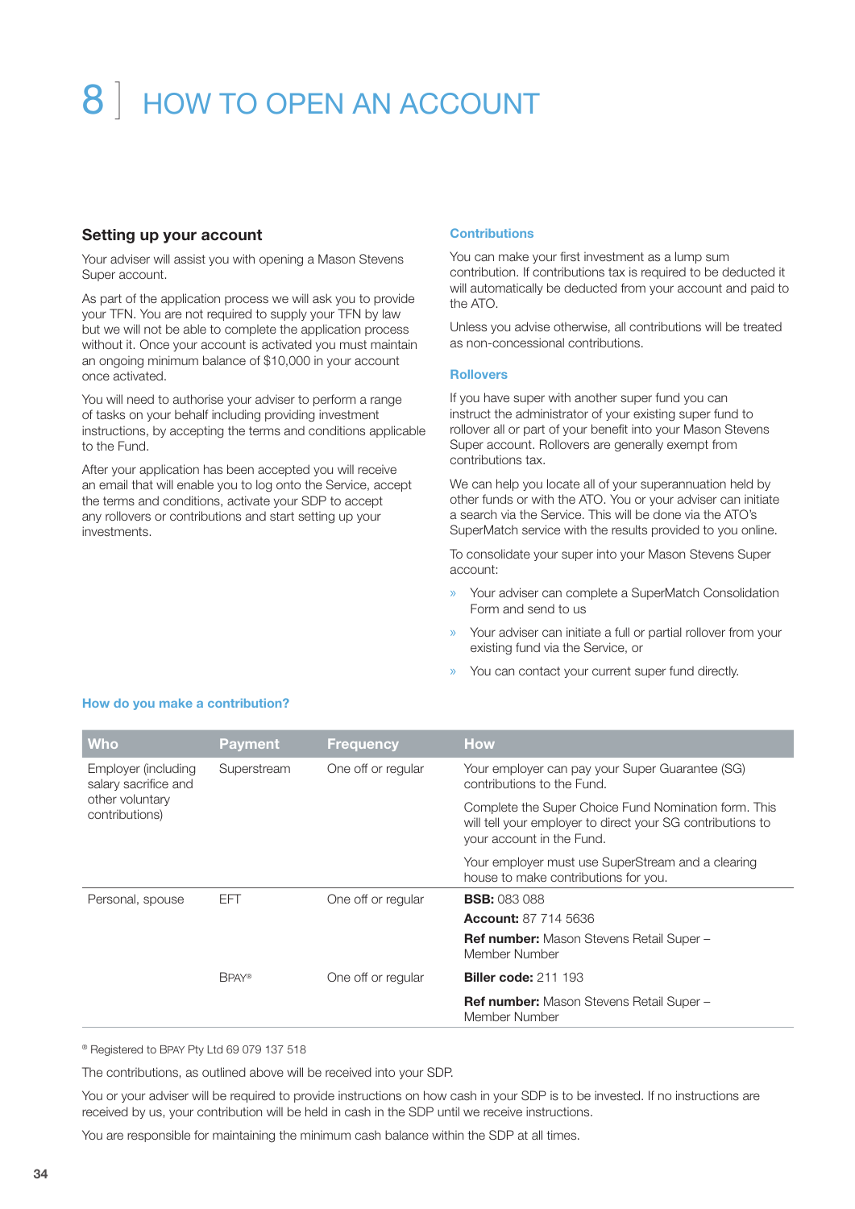# 8 HOW TO OPEN AN ACCOUNT

## Setting up your account

Your adviser will assist you with opening a Mason Stevens Super account.

As part of the application process we will ask you to provide your TFN. You are not required to supply your TFN by law but we will not be able to complete the application process without it. Once your account is activated you must maintain an ongoing minimum balance of $10,000 in your account once activated.

You will need to authorise your adviser to perform a range of tasks on your behalf including providing investment instructions, by accepting the terms and conditions applicable to the Fund.

After your application has been accepted you will receive an email that will enable you to log onto the Service, accept the terms and conditions, activate your SDP to accept any rollovers or contributions and start setting up your investments.

### Contributions

You can make your first investment as a lump sum contribution. If contributions tax is required to be deducted it will automatically be deducted from your account and paid to the ATO.

Unless you advise otherwise, all contributions will be treated as non-concessional contributions.

### Rollovers

If you have super with another super fund you can instruct the administrator of your existing super fund to rollover all or part of your benefit into your Mason Stevens Super account. Rollovers are generally exempt from contributions tax.

We can help you locate all of your superannuation held by other funds or with the ATO. You or your adviser can initiate a search via the Service. This will be done via the ATO's SuperMatch service with the results provided to you online.

To consolidate your super into your Mason Stevens Super account:

- Your adviser can complete a SuperMatch Consolidation Form and send to us
- Your adviser can initiate a full or partial rollover from your existing fund via the Service, or
- You can contact your current super fund directly.

### How do you make a contribution?

| Who | Payment | Frequency | How |
|---|---|---|---|
| Employer (including salary sacrifice and other voluntary contributions) | Superstream | One off or regular | Your employer can pay your Super Guarantee (SG) contributions to the Fund.<br><br>Complete the Super Choice Fund Nomination form. This will tell your employer to direct your SG contributions to your account in the Fund.<br><br>Your employer must use SuperStream and a clearing house to make contributions for you. |
| Personal, spouse | EFT | One off or regular | **BSB:** 083 088<br>**Account:** 87 714 5636<br>**Ref number:** Mason Stevens Retail Super – Member Number |
| | BPAY® | One off or regular | **Biller code:** 211 193<br>**Ref number:** Mason Stevens Retail Super – Member Number |

® Registered to BPAY Pty Ltd 69 079 137 518

The contributions, as outlined above will be received into your SDP.

You or your adviser will be required to provide instructions on how cash in your SDP is to be invested. If no instructions are received by us, your contribution will be held in cash in the SDP until we receive instructions.

You are responsible for maintaining the minimum cash balance within the SDP at all times.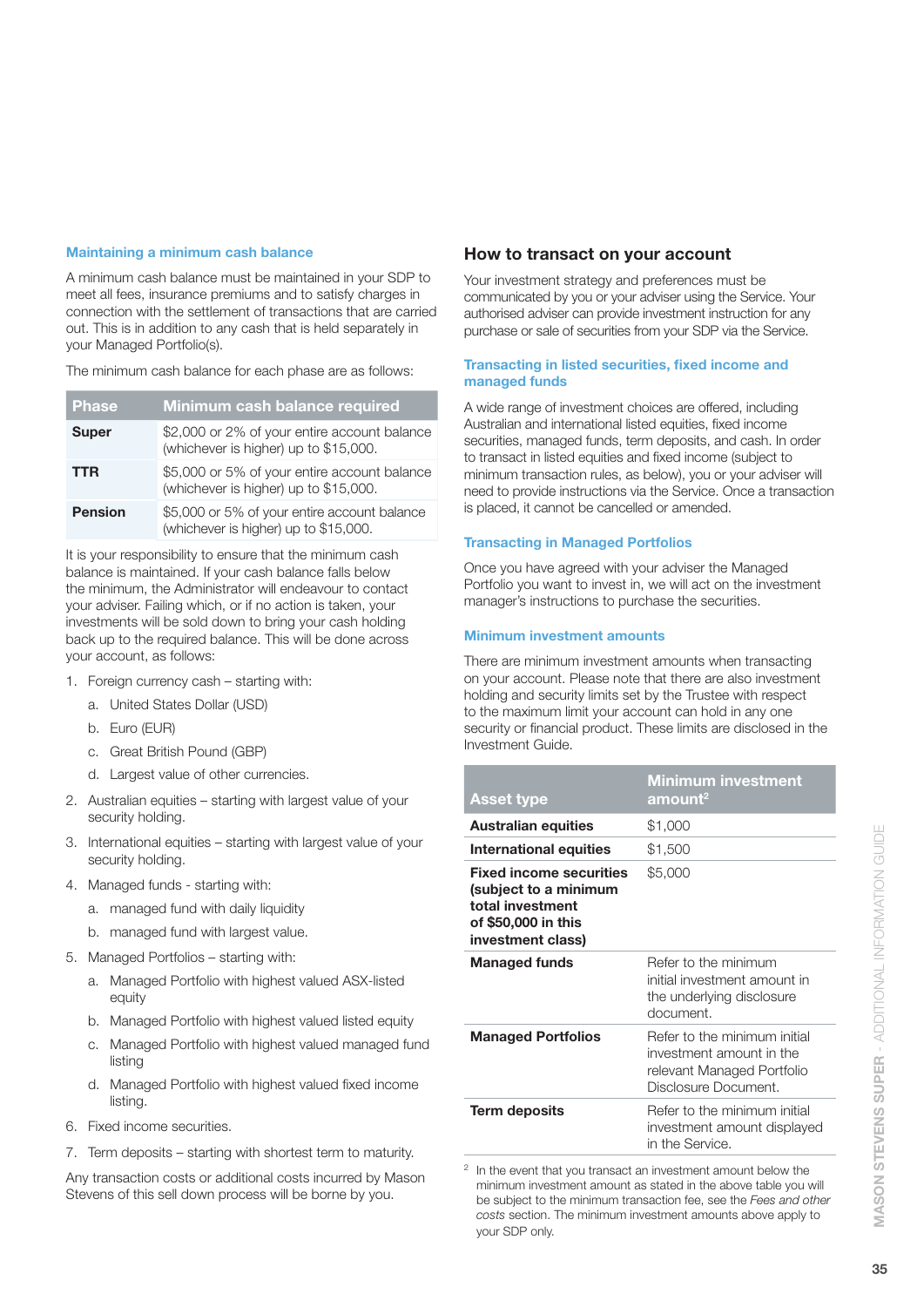### Maintaining a minimum cash balance

A minimum cash balance must be maintained in your SDP to meet all fees, insurance premiums and to satisfy charges in connection with the settlement of transactions that are carried out. This is in addition to any cash that is held separately in your Managed Portfolio(s).

The minimum cash balance for each phase are as follows:

| Phase | Minimum cash balance required |
| --- | --- |
| **Super** | $2,000 or 2% of your entire account balance (whichever is higher) up to $15,000. |
| **TTR** | $5,000 or 5% of your entire account balance (whichever is higher) up to $15,000. |
| **Pension** | $5,000 or 5% of your entire account balance (whichever is higher) up to $15,000. |

It is your responsibility to ensure that the minimum cash balance is maintained. If your cash balance falls below the minimum, the Administrator will endeavour to contact your adviser. Failing which, or if no action is taken, your investments will be sold down to bring your cash holding back up to the required balance. This will be done across your account, as follows:

1. Foreign currency cash – starting with:
   a. United States Dollar (USD)
   b. Euro (EUR)
   c. Great British Pound (GBP)
   d. Largest value of other currencies.
2. Australian equities – starting with largest value of your security holding.
3. International equities – starting with largest value of your security holding.
4. Managed funds - starting with:
   a. managed fund with daily liquidity
   b. managed fund with largest value.
5. Managed Portfolios – starting with:
   a. Managed Portfolio with highest valued ASX-listed equity
   b. Managed Portfolio with highest valued listed equity
   c. Managed Portfolio with highest valued managed fund listing
   d. Managed Portfolio with highest valued fixed income listing.
6. Fixed income securities.
7. Term deposits – starting with shortest term to maturity.

Any transaction costs or additional costs incurred by Mason Stevens of this sell down process will be borne by you.

## How to transact on your account

Your investment strategy and preferences must be communicated by you or your adviser using the Service. Your authorised adviser can provide investment instruction for any purchase or sale of securities from your SDP via the Service.

### Transacting in listed securities, fixed income and managed funds

A wide range of investment choices are offered, including Australian and international listed equities, fixed income securities, managed funds, term deposits, and cash. In order to transact in listed equities and fixed income (subject to minimum transaction rules, as below), you or your adviser will need to provide instructions via the Service. Once a transaction is placed, it cannot be cancelled or amended.

### Transacting in Managed Portfolios

Once you have agreed with your adviser the Managed Portfolio you want to invest in, we will act on the investment manager's instructions to purchase the securities.

### Minimum investment amounts

There are minimum investment amounts when transacting on your account. Please note that there are also investment holding and security limits set by the Trustee with respect to the maximum limit your account can hold in any one security or financial product. These limits are disclosed in the Investment Guide.

| Asset type | Minimum investment amount[2] |
| --- | --- |
| **Australian equities** | $1,000 |
| **International equities** | $1,500 |
| **Fixed income securities (subject to a minimum total investment of $50,000 in this investment class)** | $5,000 |
| **Managed funds** | Refer to the minimum initial investment amount in the underlying disclosure document. |
| **Managed Portfolios** | Refer to the minimum initial investment amount in the relevant Managed Portfolio Disclosure Document. |
| **Term deposits** | Refer to the minimum initial investment amount displayed in the Service. |

[2] In the event that you transact an investment amount below the minimum investment amount as stated in the above table you will be subject to the minimum transaction fee, see the *Fees and other costs* section. The minimum investment amounts above apply to your SDP only.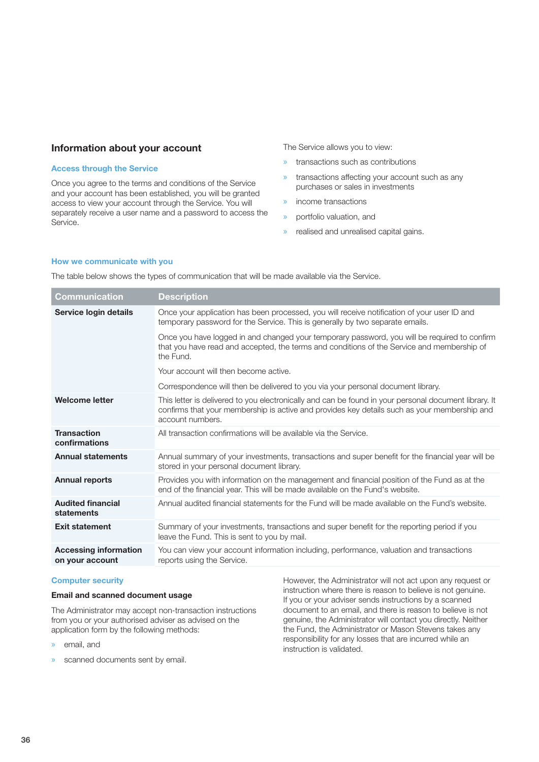## Information about your account

### Access through the Service

Once you agree to the terms and conditions of the Service and your account has been established, you will be granted access to view your account through the Service. You will separately receive a user name and a password to access the Service.

The Service allows you to view:

- transactions such as contributions
- transactions affecting your account such as any purchases or sales in investments
- income transactions
- portfolio valuation, and
- realised and unrealised capital gains.

### How we communicate with you

The table below shows the types of communication that will be made available via the Service.

| Communication | Description |
|---|---|
| **Service login details** | Once your application has been processed, you will receive notification of your user ID and temporary password for the Service. This is generally by two separate emails.<br><br>Once you have logged in and changed your temporary password, you will be required to confirm that you have read and accepted, the terms and conditions of the Service and membership of the Fund.<br><br>Your account will then become active.<br><br>Correspondence will then be delivered to you via your personal document library. |
| **Welcome letter** | This letter is delivered to you electronically and can be found in your personal document library. It confirms that your membership is active and provides key details such as your membership and account numbers. |
| **Transaction confirmations** | All transaction confirmations will be available via the Service. |
| **Annual statements** | Annual summary of your investments, transactions and super benefit for the financial year will be stored in your personal document library. |
| **Annual reports** | Provides you with information on the management and financial position of the Fund as at the end of the financial year. This will be made available on the Fund's website. |
| **Audited financial statements** | Annual audited financial statements for the Fund will be made available on the Fund's website. |
| **Exit statement** | Summary of your investments, transactions and super benefit for the reporting period if you leave the Fund. This is sent to you by mail. |
| **Accessing information on your account** | You can view your account information including, performance, valuation and transactions reports using the Service. |

### Computer security

#### Email and scanned document usage

The Administrator may accept non-transaction instructions from you or your authorised adviser as advised on the application form by the following methods:

- email, and
- scanned documents sent by email.

However, the Administrator will not act upon any request or instruction where there is reason to believe is not genuine. If you or your adviser sends instructions by a scanned document to an email, and there is reason to believe is not genuine, the Administrator will contact you directly. Neither the Fund, the Administrator or Mason Stevens takes any responsibility for any losses that are incurred while an instruction is validated.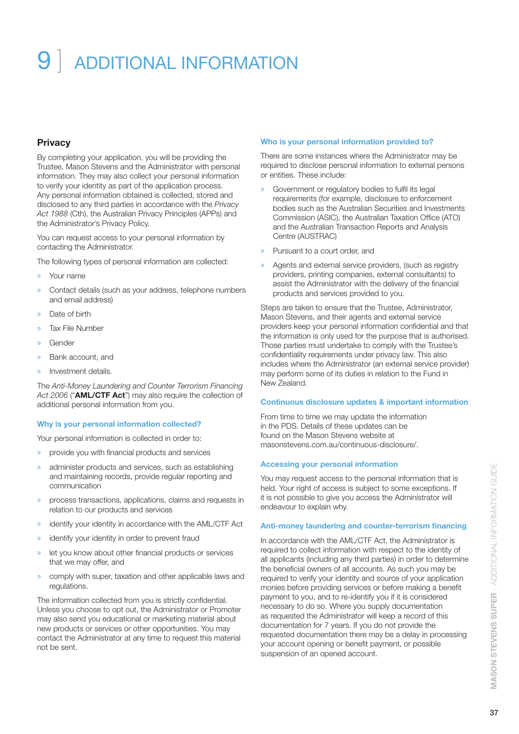# 9 ADDITIONAL INFORMATION

## Privacy

By completing your application, you will be providing the Trustee, Mason Stevens and the Administrator with personal information. They may also collect your personal information to verify your identity as part of the application process. Any personal information obtained is collected, stored and disclosed to any third parties in accordance with the *Privacy Act 1988* (Cth), the Australian Privacy Principles (APPs) and the Administrator's Privacy Policy.

You can request access to your personal information by contacting the Administrator.

The following types of personal information are collected:

- Your name
- Contact details (such as your address, telephone numbers and email address)
- Date of birth
- Tax File Number
- Gender
- Bank account, and
- Investment details.

The *Anti-Money Laundering and Counter Terrorism Financing Act 2006* ("**AML/CTF Act**") may also require the collection of additional personal information from you.

### Why is your personal information collected?

Your personal information is collected in order to:

- provide you with financial products and services
- administer products and services, such as establishing and maintaining records, provide regular reporting and communication
- process transactions, applications, claims and requests in relation to our products and services
- identify your identity in accordance with the AML/CTF Act
- identify your identity in order to prevent fraud
- let you know about other financial products or services that we may offer, and
- comply with super, taxation and other applicable laws and regulations.

The information collected from you is strictly confidential. Unless you choose to opt out, the Administrator or Promoter may also send you educational or marketing material about new products or services or other opportunities. You may contact the Administrator at any time to request this material not be sent.

### Who is your personal information provided to?

There are some instances where the Administrator may be required to disclose personal information to external persons or entities. These include:

- Government or regulatory bodies to fulfil its legal requirements (for example, disclosure to enforcement bodies such as the Australian Securities and Investments Commission (ASIC), the Australian Taxation Office (ATO) and the Australian Transaction Reports and Analysis Centre (AUSTRAC)
- Pursuant to a court order, and
- Agents and external service providers, (such as registry providers, printing companies, external consultants) to assist the Administrator with the delivery of the financial products and services provided to you.

Steps are taken to ensure that the Trustee, Administrator, Mason Stevens, and their agents and external service providers keep your personal information confidential and that the information is only used for the purpose that is authorised. Those parties must undertake to comply with the Trustee's confidentiality requirements under privacy law. This also includes where the Administrator (an external service provider) may perform some of its duties in relation to the Fund in New Zealand.

### Continuous disclosure updates & important information

From time to time we may update the information in the PDS. Details of these updates can be found on the Mason Stevens website at masonstevens.com.au/continuous-disclosure/.

### Accessing your personal information

You may request access to the personal information that is held. Your right of access is subject to some exceptions. If it is not possible to give you access the Administrator will endeavour to explain why.

### Anti-money laundering and counter-terrorism financing

In accordance with the AML/CTF Act, the Administrator is required to collect information with respect to the identity of all applicants (including any third parties) in order to determine the beneficial owners of all accounts. As such you may be required to verify your identity and source of your application monies before providing services or before making a benefit payment to you, and to re-identify you if it is considered necessary to do so. Where you supply documentation as requested the Administrator will keep a record of this documentation for 7 years. If you do not provide the requested documentation there may be a delay in processing your account opening or benefit payment, or possible suspension of an opened account.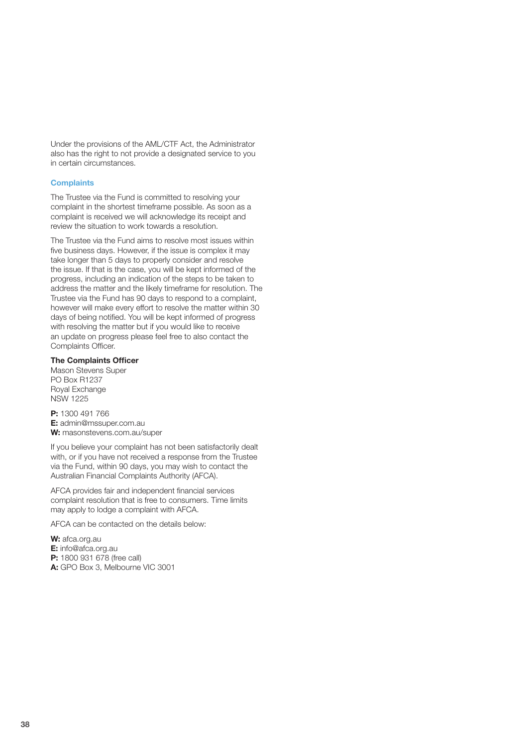Under the provisions of the AML/CTF Act, the Administrator also has the right to not provide a designated service to you in certain circumstances.

### Complaints

The Trustee via the Fund is committed to resolving your complaint in the shortest timeframe possible. As soon as a complaint is received we will acknowledge its receipt and review the situation to work towards a resolution.

The Trustee via the Fund aims to resolve most issues within five business days. However, if the issue is complex it may take longer than 5 days to properly consider and resolve the issue. If that is the case, you will be kept informed of the progress, including an indication of the steps to be taken to address the matter and the likely timeframe for resolution. The Trustee via the Fund has 90 days to respond to a complaint, however will make every effort to resolve the matter within 30 days of being notified. You will be kept informed of progress with resolving the matter but if you would like to receive an update on progress please feel free to also contact the Complaints Officer.

**The Complaints Officer**
Mason Stevens Super
PO Box R1237
Royal Exchange
NSW 1225

**P:** 1300 491 766
**E:** admin@mssuper.com.au
**W:** masonstevens.com.au/super

If you believe your complaint has not been satisfactorily dealt with, or if you have not received a response from the Trustee via the Fund, within 90 days, you may wish to contact the Australian Financial Complaints Authority (AFCA).

AFCA provides fair and independent financial services complaint resolution that is free to consumers. Time limits may apply to lodge a complaint with AFCA.

AFCA can be contacted on the details below:

**W:** afca.org.au
**E:** info@afca.org.au
**P:** 1800 931 678 (free call)
**A:** GPO Box 3, Melbourne VIC 3001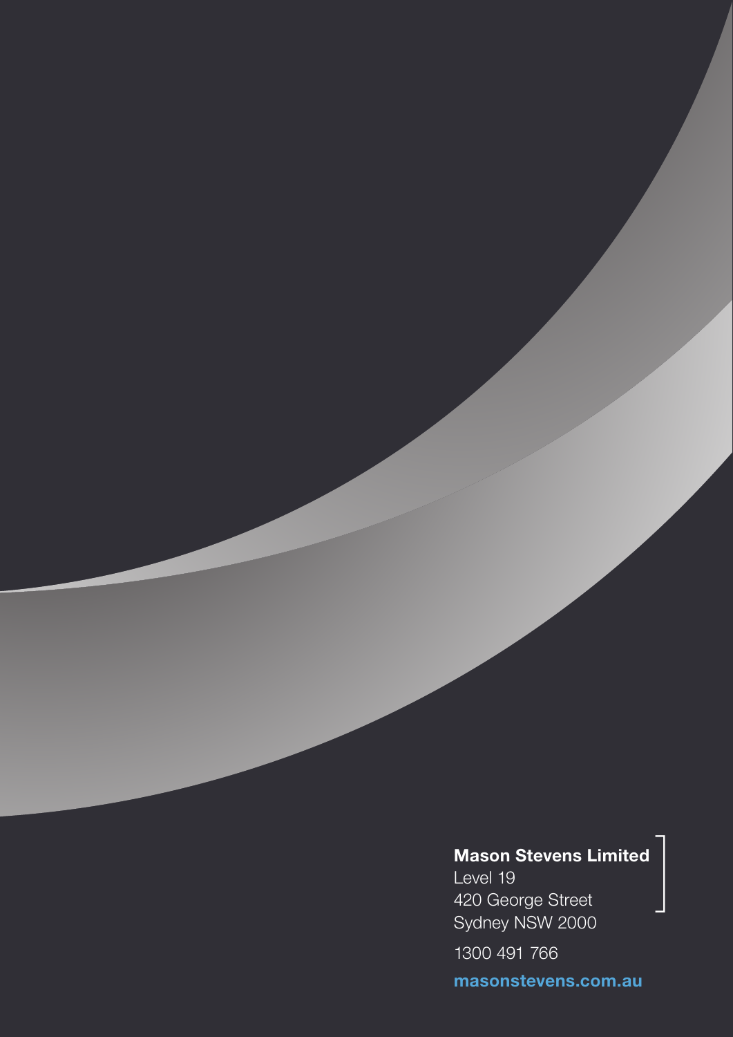**Mason Stevens Limited**
Level 19
420 George Street
Sydney NSW 2000

1300 491 766

**masonstevens.com.au**